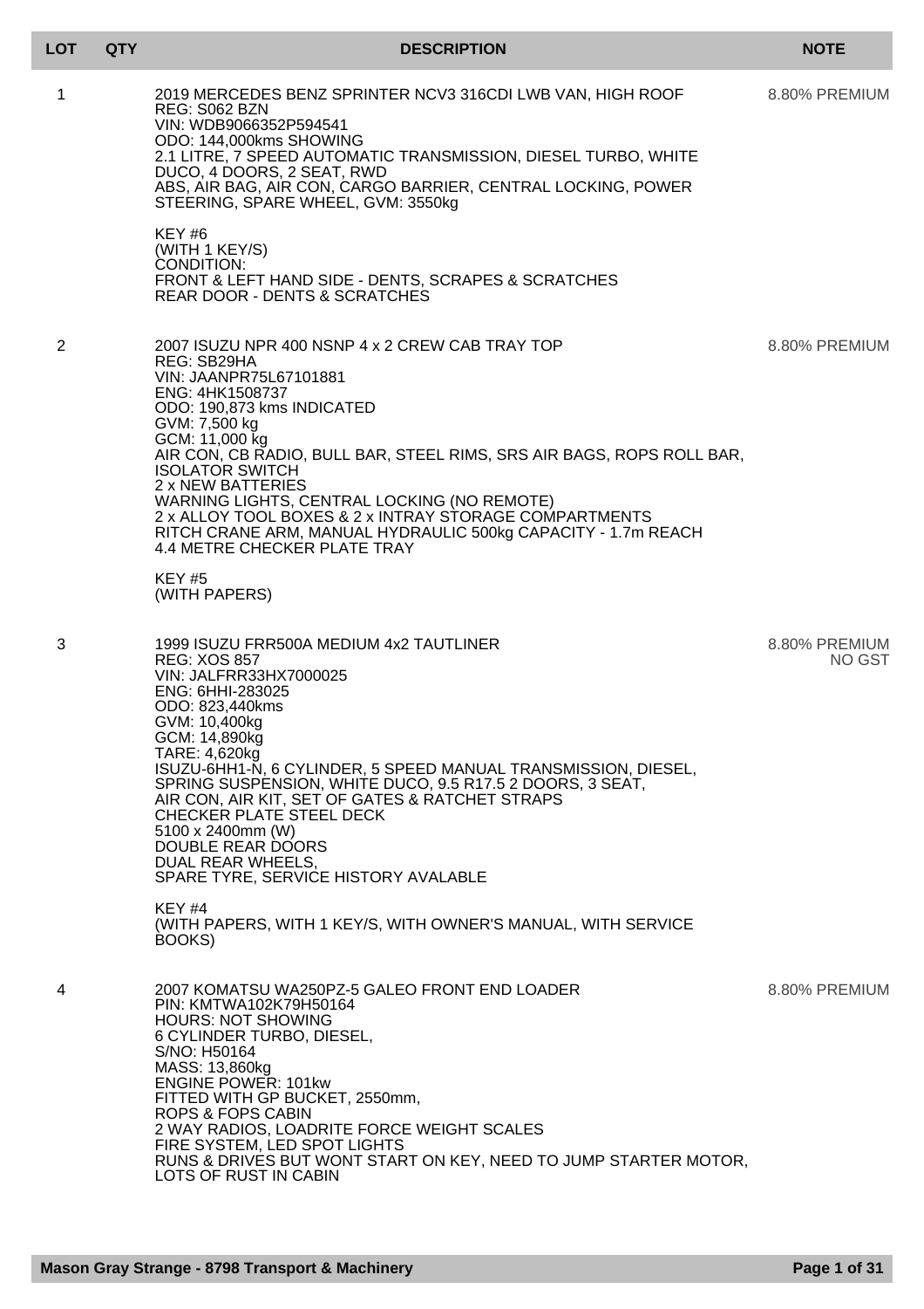| LOT | QTY | DESCRIPTION | NOTE |
|---|---|---|---|
| 1 | | 2019 MERCEDES BENZ SPRINTER NCV3 316CDI LWB VAN, HIGH ROOF<br>REG: S062 BZN<br>VIN: WDB9066352P594541<br>ODO: 144,000kms SHOWING<br>2.1 LITRE, 7 SPEED AUTOMATIC TRANSMISSION, DIESEL TURBO, WHITE DUCO, 4 DOORS, 2 SEAT, RWD<br>ABS, AIR BAG, AIR CON, CARGO BARRIER, CENTRAL LOCKING, POWER STEERING, SPARE WHEEL, GVM: 3550kg<br><br>KEY #6<br>(WITH 1 KEY/S)<br>CONDITION:<br>FRONT & LEFT HAND SIDE - DENTS, SCRAPES & SCRATCHES<br>REAR DOOR - DENTS & SCRATCHES | 8.80% PREMIUM |
| 2 | | 2007 ISUZU NPR 400 NSNP 4 x 2 CREW CAB TRAY TOP<br>REG: SB29HA<br>VIN: JAANPR75L67101881<br>ENG: 4HK1508737<br>ODO: 190,873 kms INDICATED<br>GVM: 7,500 kg<br>GCM: 11,000 kg<br>AIR CON, CB RADIO, BULL BAR, STEEL RIMS, SRS AIR BAGS, ROPS ROLL BAR, ISOLATOR SWITCH<br>2 x NEW BATTERIES<br>WARNING LIGHTS, CENTRAL LOCKING (NO REMOTE)<br>2 x ALLOY TOOL BOXES & 2 x INTRAY STORAGE COMPARTMENTS<br>RITCH CRANE ARM, MANUAL HYDRAULIC 500kg CAPACITY - 1.7m REACH<br>4.4 METRE CHECKER PLATE TRAY<br><br>KEY #5<br>(WITH PAPERS) | 8.80% PREMIUM |
| 3 | | 1999 ISUZU FRR500A MEDIUM 4x2 TAUTLINER<br>REG: XOS 857<br>VIN: JALFRR33HX7000025<br>ENG: 6HHI-283025<br>ODO: 823,440kms<br>GVM: 10,400kg<br>GCM: 14,890kg<br>TARE: 4,620kg<br>ISUZU-6HH1-N, 6 CYLINDER, 5 SPEED MANUAL TRANSMISSION, DIESEL, SPRING SUSPENSION, WHITE DUCO, 9.5 R17.5 2 DOORS, 3 SEAT, AIR CON, AIR KIT, SET OF GATES & RATCHET STRAPS<br>CHECKER PLATE STEEL DECK<br>5100 x 2400mm (W)<br>DOUBLE REAR DOORS<br>DUAL REAR WHEELS,<br>SPARE TYRE, SERVICE HISTORY AVALABLE<br><br>KEY #4<br>(WITH PAPERS, WITH 1 KEY/S, WITH OWNER'S MANUAL, WITH SERVICE BOOKS) | 8.80% PREMIUM<br>NO GST |
| 4 | | 2007 KOMATSU WA250PZ-5 GALEO FRONT END LOADER<br>PIN: KMTWA102K79H50164<br>HOURS: NOT SHOWING<br>6 CYLINDER TURBO, DIESEL,<br>S/NO: H50164<br>MASS: 13,860kg<br>ENGINE POWER: 101kw<br>FITTED WITH GP BUCKET, 2550mm,<br>ROPS & FOPS CABIN<br>2 WAY RADIOS, LOADRITE FORCE WEIGHT SCALES<br>FIRE SYSTEM, LED SPOT LIGHTS<br>RUNS & DRIVES BUT WONT START ON KEY, NEED TO JUMP STARTER MOTOR, LOTS OF RUST IN CABIN | 8.80% PREMIUM |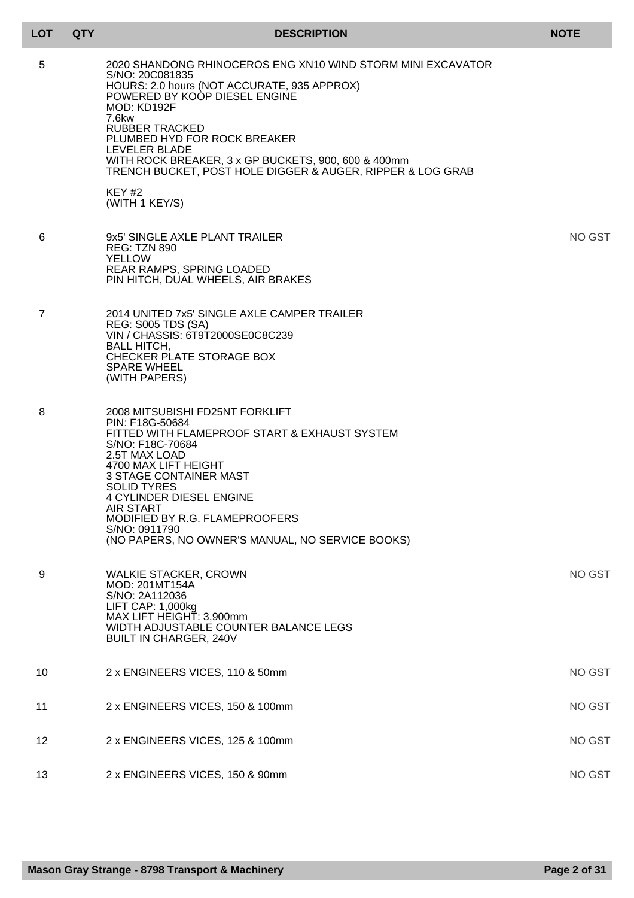| LOT | QTY | DESCRIPTION | NOTE |
| --- | --- | --- | --- |
| 5 | | 2020 SHANDONG RHINOCEROS ENG XN10 WIND STORM MINI EXCAVATOR<br>S/NO: 20C081835<br>HOURS: 2.0 hours (NOT ACCURATE, 935 APPROX)<br>POWERED BY KOOP DIESEL ENGINE<br>MOD: KD192F<br>7.6kw<br>RUBBER TRACKED<br>PLUMBED HYD FOR ROCK BREAKER<br>LEVELER BLADE<br>WITH ROCK BREAKER, 3 x GP BUCKETS, 900, 600 & 400mm<br>TRENCH BUCKET, POST HOLE DIGGER & AUGER, RIPPER & LOG GRAB<br><br>KEY #2<br>(WITH 1 KEY/S) | |
| 6 | | 9x5' SINGLE AXLE PLANT TRAILER<br>REG: TZN 890<br>YELLOW<br>REAR RAMPS, SPRING LOADED<br>PIN HITCH, DUAL WHEELS, AIR BRAKES | NO GST |
| 7 | | 2014 UNITED 7x5' SINGLE AXLE CAMPER TRAILER<br>REG: S005 TDS (SA)<br>VIN / CHASSIS: 6T9T2000SE0C8C239<br>BALL HITCH,<br>CHECKER PLATE STORAGE BOX<br>SPARE WHEEL<br>(WITH PAPERS) | |
| 8 | | 2008 MITSUBISHI FD25NT FORKLIFT<br>PIN: F18G-50684<br>FITTED WITH FLAMEPROOF START & EXHAUST SYSTEM<br>S/NO: F18C-70684<br>2.5T MAX LOAD<br>4700 MAX LIFT HEIGHT<br>3 STAGE CONTAINER MAST<br>SOLID TYRES<br>4 CYLINDER DIESEL ENGINE<br>AIR START<br>MODIFIED BY R.G. FLAMEPROOFERS<br>S/NO: 0911790<br>(NO PAPERS, NO OWNER'S MANUAL, NO SERVICE BOOKS) | |
| 9 | | WALKIE STACKER, CROWN<br>MOD: 201MT154A<br>S/NO: 2A112036<br>LIFT CAP: 1,000kg<br>MAX LIFT HEIGHT: 3,900mm<br>WIDTH ADJUSTABLE COUNTER BALANCE LEGS<br>BUILT IN CHARGER, 240V | NO GST |
| 10 | | 2 x ENGINEERS VICES, 110 & 50mm | NO GST |
| 11 | | 2 x ENGINEERS VICES, 150 & 100mm | NO GST |
| 12 | | 2 x ENGINEERS VICES, 125 & 100mm | NO GST |
| 13 | | 2 x ENGINEERS VICES, 150 & 90mm | NO GST |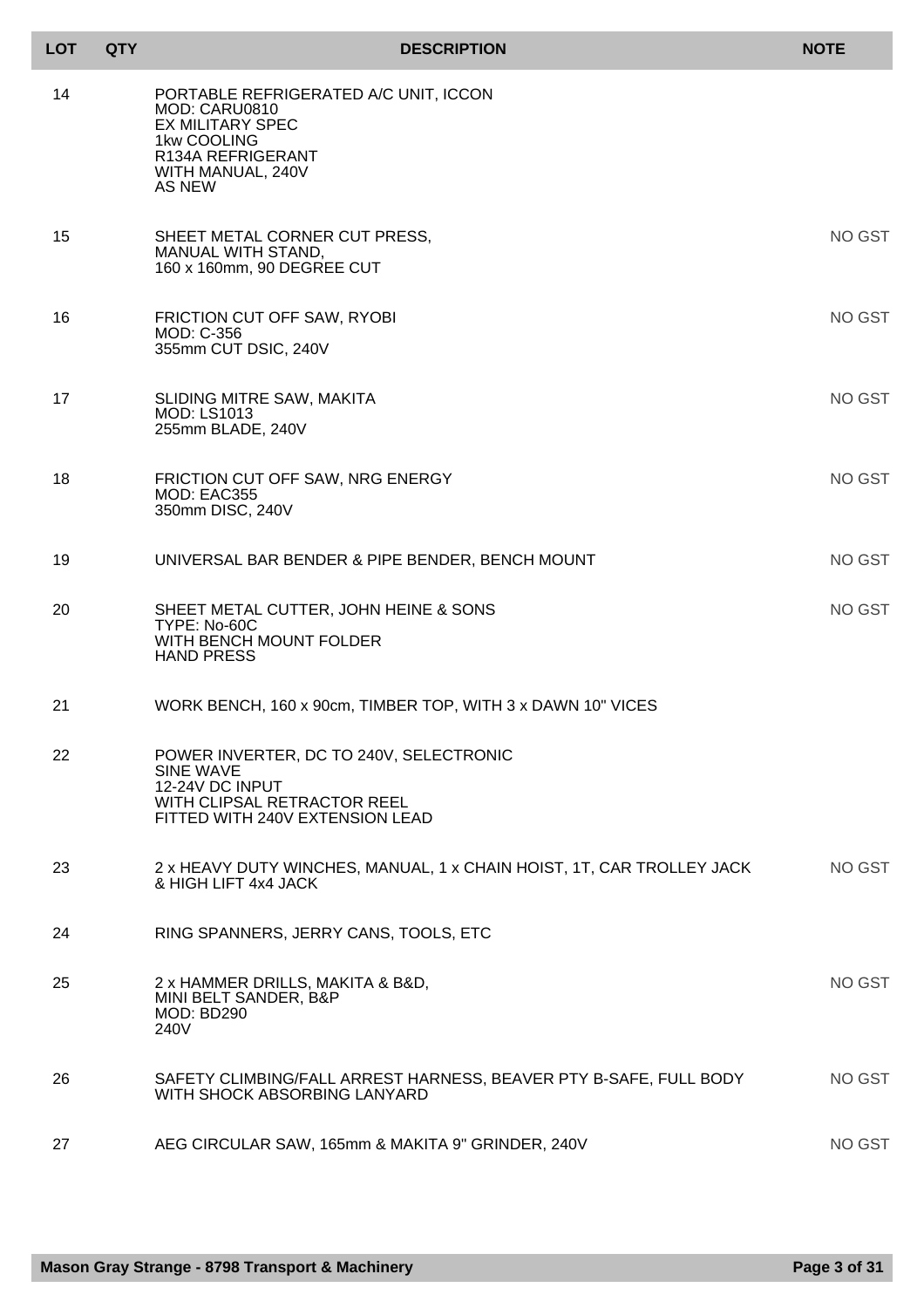| LOT | QTY | DESCRIPTION | NOTE |
|---|---|---|---|
| 14 | | PORTABLE REFRIGERATED A/C UNIT, ICCON<br>MOD: CARU0810<br>EX MILITARY SPEC<br>1kw COOLING<br>R134A REFRIGERANT<br>WITH MANUAL, 240V<br>AS NEW | |
| 15 | | SHEET METAL CORNER CUT PRESS,<br>MANUAL WITH STAND,<br>160 x 160mm, 90 DEGREE CUT | NO GST |
| 16 | | FRICTION CUT OFF SAW, RYOBI<br>MOD: C-356<br>355mm CUT DSIC, 240V | NO GST |
| 17 | | SLIDING MITRE SAW, MAKITA<br>MOD: LS1013<br>255mm BLADE, 240V | NO GST |
| 18 | | FRICTION CUT OFF SAW, NRG ENERGY<br>MOD: EAC355<br>350mm DISC, 240V | NO GST |
| 19 | | UNIVERSAL BAR BENDER & PIPE BENDER, BENCH MOUNT | NO GST |
| 20 | | SHEET METAL CUTTER, JOHN HEINE & SONS<br>TYPE: No-60C<br>WITH BENCH MOUNT FOLDER<br>HAND PRESS | NO GST |
| 21 | | WORK BENCH, 160 x 90cm, TIMBER TOP, WITH 3 x DAWN 10" VICES | |
| 22 | | POWER INVERTER, DC TO 240V, SELECTRONIC<br>SINE WAVE<br>12-24V DC INPUT<br>WITH CLIPSAL RETRACTOR REEL<br>FITTED WITH 240V EXTENSION LEAD | |
| 23 | | 2 x HEAVY DUTY WINCHES, MANUAL, 1 x CHAIN HOIST, 1T, CAR TROLLEY JACK & HIGH LIFT 4x4 JACK | NO GST |
| 24 | | RING SPANNERS, JERRY CANS, TOOLS, ETC | |
| 25 | | 2 x HAMMER DRILLS, MAKITA & B&D,<br>MINI BELT SANDER, B&P<br>MOD: BD290<br>240V | NO GST |
| 26 | | SAFETY CLIMBING/FALL ARREST HARNESS, BEAVER PTY B-SAFE, FULL BODY WITH SHOCK ABSORBING LANYARD | NO GST |
| 27 | | AEG CIRCULAR SAW, 165mm & MAKITA 9" GRINDER, 240V | NO GST |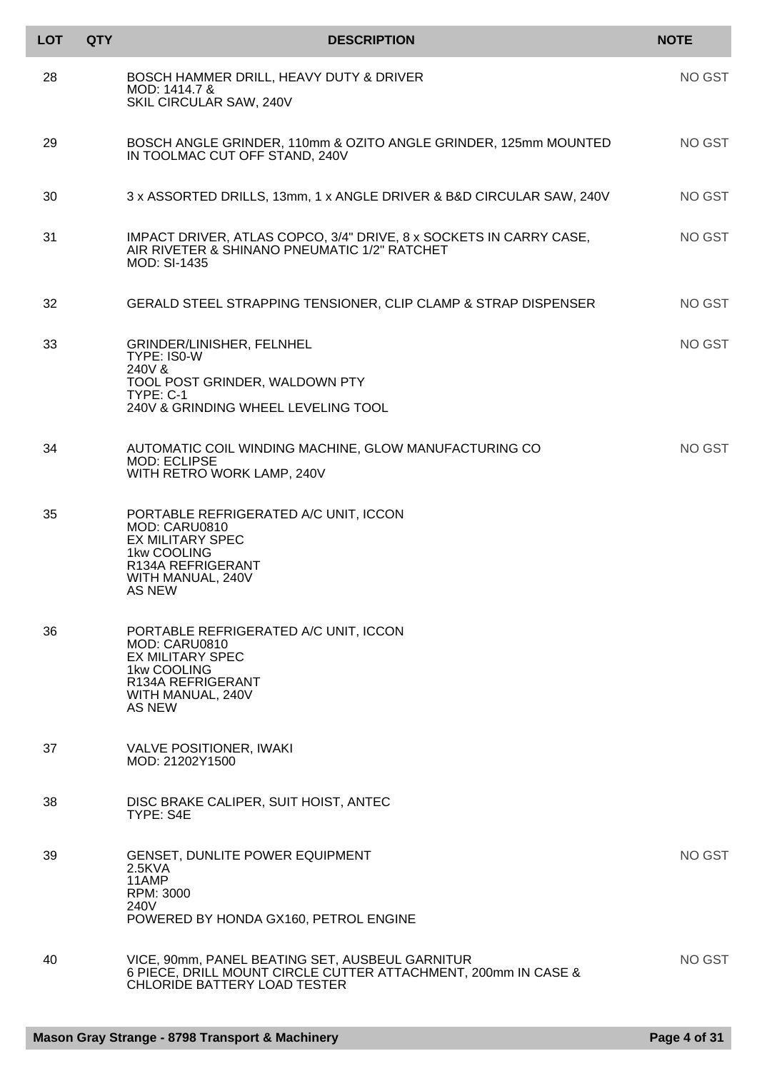| LOT | QTY | DESCRIPTION | NOTE |
|---|---|---|---|
| 28 | | BOSCH HAMMER DRILL, HEAVY DUTY & DRIVER<br>MOD: 1414.7 &<br>SKIL CIRCULAR SAW, 240V | NO GST |
| 29 | | BOSCH ANGLE GRINDER, 110mm & OZITO ANGLE GRINDER, 125mm MOUNTED IN TOOLMAC CUT OFF STAND, 240V | NO GST |
| 30 | | 3 x ASSORTED DRILLS, 13mm, 1 x ANGLE DRIVER & B&D CIRCULAR SAW, 240V | NO GST |
| 31 | | IMPACT DRIVER, ATLAS COPCO, 3/4" DRIVE, 8 x SOCKETS IN CARRY CASE, AIR RIVETER & SHINANO PNEUMATIC 1/2" RATCHET<br>MOD: SI-1435 | NO GST |
| 32 | | GERALD STEEL STRAPPING TENSIONER, CLIP CLAMP & STRAP DISPENSER | NO GST |
| 33 | | GRINDER/LINISHER, FELNHEL<br>TYPE: IS0-W<br>240V &<br>TOOL POST GRINDER, WALDOWN PTY<br>TYPE: C-1<br>240V & GRINDING WHEEL LEVELING TOOL | NO GST |
| 34 | | AUTOMATIC COIL WINDING MACHINE, GLOW MANUFACTURING CO<br>MOD: ECLIPSE<br>WITH RETRO WORK LAMP, 240V | NO GST |
| 35 | | PORTABLE REFRIGERATED A/C UNIT, ICCON<br>MOD: CARU0810<br>EX MILITARY SPEC<br>1kw COOLING<br>R134A REFRIGERANT<br>WITH MANUAL, 240V<br>AS NEW | |
| 36 | | PORTABLE REFRIGERATED A/C UNIT, ICCON<br>MOD: CARU0810<br>EX MILITARY SPEC<br>1kw COOLING<br>R134A REFRIGERANT<br>WITH MANUAL, 240V<br>AS NEW | |
| 37 | | VALVE POSITIONER, IWAKI<br>MOD: 21202Y1500 | |
| 38 | | DISC BRAKE CALIPER, SUIT HOIST, ANTEC<br>TYPE: S4E | |
| 39 | | GENSET, DUNLITE POWER EQUIPMENT<br>2.5KVA<br>11AMP<br>RPM: 3000<br>240V<br>POWERED BY HONDA GX160, PETROL ENGINE | NO GST |
| 40 | | VICE, 90mm, PANEL BEATING SET, AUSBEUL GARNITUR<br>6 PIECE, DRILL MOUNT CIRCLE CUTTER ATTACHMENT, 200mm IN CASE &<br>CHLORIDE BATTERY LOAD TESTER | NO GST |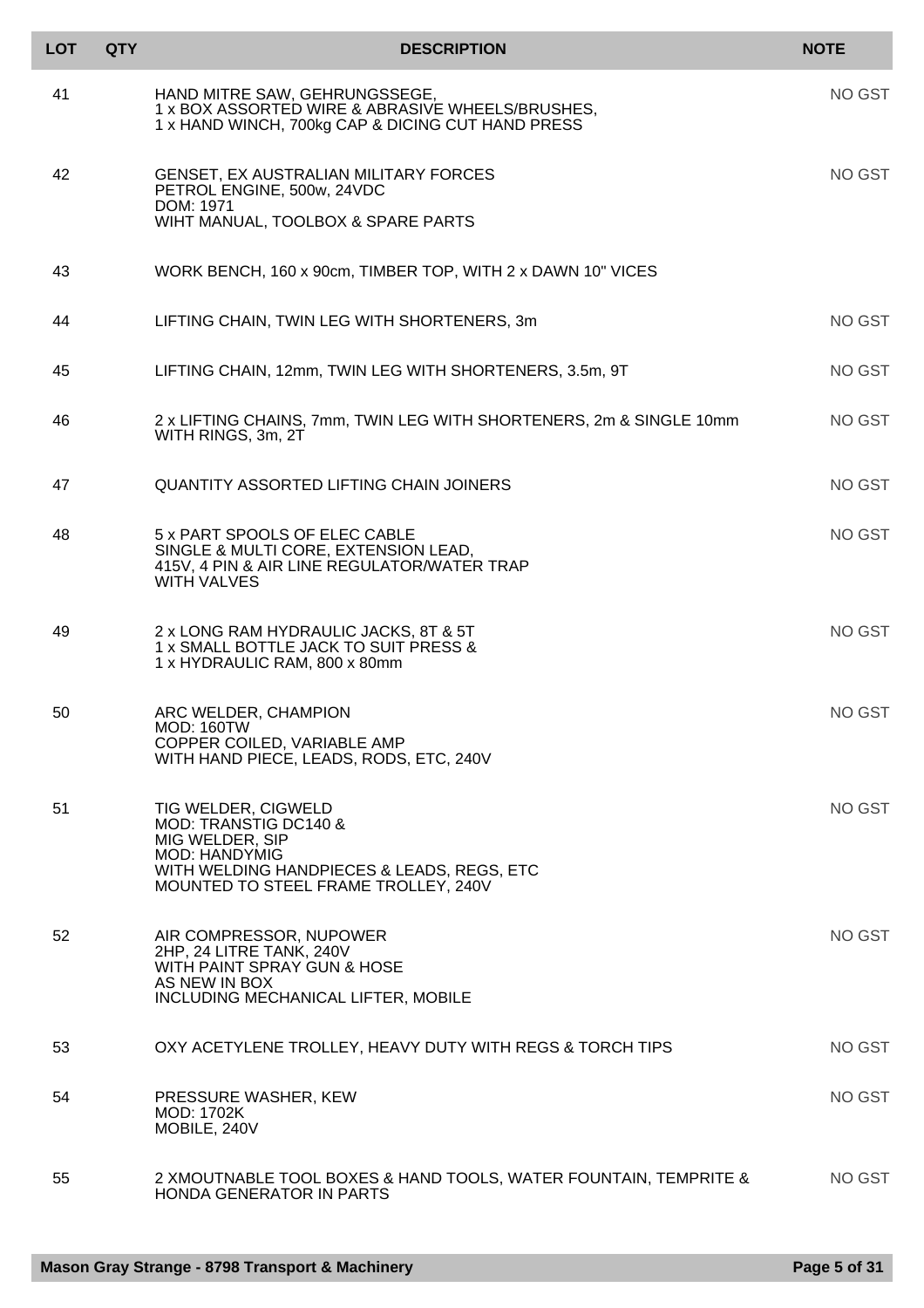| LOT | QTY | DESCRIPTION | NOTE |
| --- | --- | --- | --- |
| 41 | | HAND MITRE SAW, GEHRUNGSSEGE,<br>1 x BOX ASSORTED WIRE & ABRASIVE WHEELS/BRUSHES,<br>1 x HAND WINCH, 700kg CAP & DICING CUT HAND PRESS | NO GST |
| 42 | | GENSET, EX AUSTRALIAN MILITARY FORCES<br>PETROL ENGINE, 500w, 24VDC<br>DOM: 1971<br>WIHT MANUAL, TOOLBOX & SPARE PARTS | NO GST |
| 43 | | WORK BENCH, 160 x 90cm, TIMBER TOP, WITH 2 x DAWN 10" VICES | |
| 44 | | LIFTING CHAIN, TWIN LEG WITH SHORTENERS, 3m | NO GST |
| 45 | | LIFTING CHAIN, 12mm, TWIN LEG WITH SHORTENERS, 3.5m, 9T | NO GST |
| 46 | | 2 x LIFTING CHAINS, 7mm, TWIN LEG WITH SHORTENERS, 2m & SINGLE 10mm WITH RINGS, 3m, 2T | NO GST |
| 47 | | QUANTITY ASSORTED LIFTING CHAIN JOINERS | NO GST |
| 48 | | 5 x PART SPOOLS OF ELEC CABLE<br>SINGLE & MULTI CORE, EXTENSION LEAD,<br>415V, 4 PIN & AIR LINE REGULATOR/WATER TRAP<br>WITH VALVES | NO GST |
| 49 | | 2 x LONG RAM HYDRAULIC JACKS, 8T & 5T<br>1 x SMALL BOTTLE JACK TO SUIT PRESS &<br>1 x HYDRAULIC RAM, 800 x 80mm | NO GST |
| 50 | | ARC WELDER, CHAMPION<br>MOD: 160TW<br>COPPER COILED, VARIABLE AMP<br>WITH HAND PIECE, LEADS, RODS, ETC, 240V | NO GST |
| 51 | | TIG WELDER, CIGWELD<br>MOD: TRANSTIG DC140 &<br>MIG WELDER, SIP<br>MOD: HANDYMIG<br>WITH WELDING HANDPIECES & LEADS, REGS, ETC<br>MOUNTED TO STEEL FRAME TROLLEY, 240V | NO GST |
| 52 | | AIR COMPRESSOR, NUPOWER<br>2HP, 24 LITRE TANK, 240V<br>WITH PAINT SPRAY GUN & HOSE<br>AS NEW IN BOX<br>INCLUDING MECHANICAL LIFTER, MOBILE | NO GST |
| 53 | | OXY ACETYLENE TROLLEY, HEAVY DUTY WITH REGS & TORCH TIPS | NO GST |
| 54 | | PRESSURE WASHER, KEW<br>MOD: 1702K<br>MOBILE, 240V | NO GST |
| 55 | | 2 XMOUTNABLE TOOL BOXES & HAND TOOLS, WATER FOUNTAIN, TEMPRITE & HONDA GENERATOR IN PARTS | NO GST |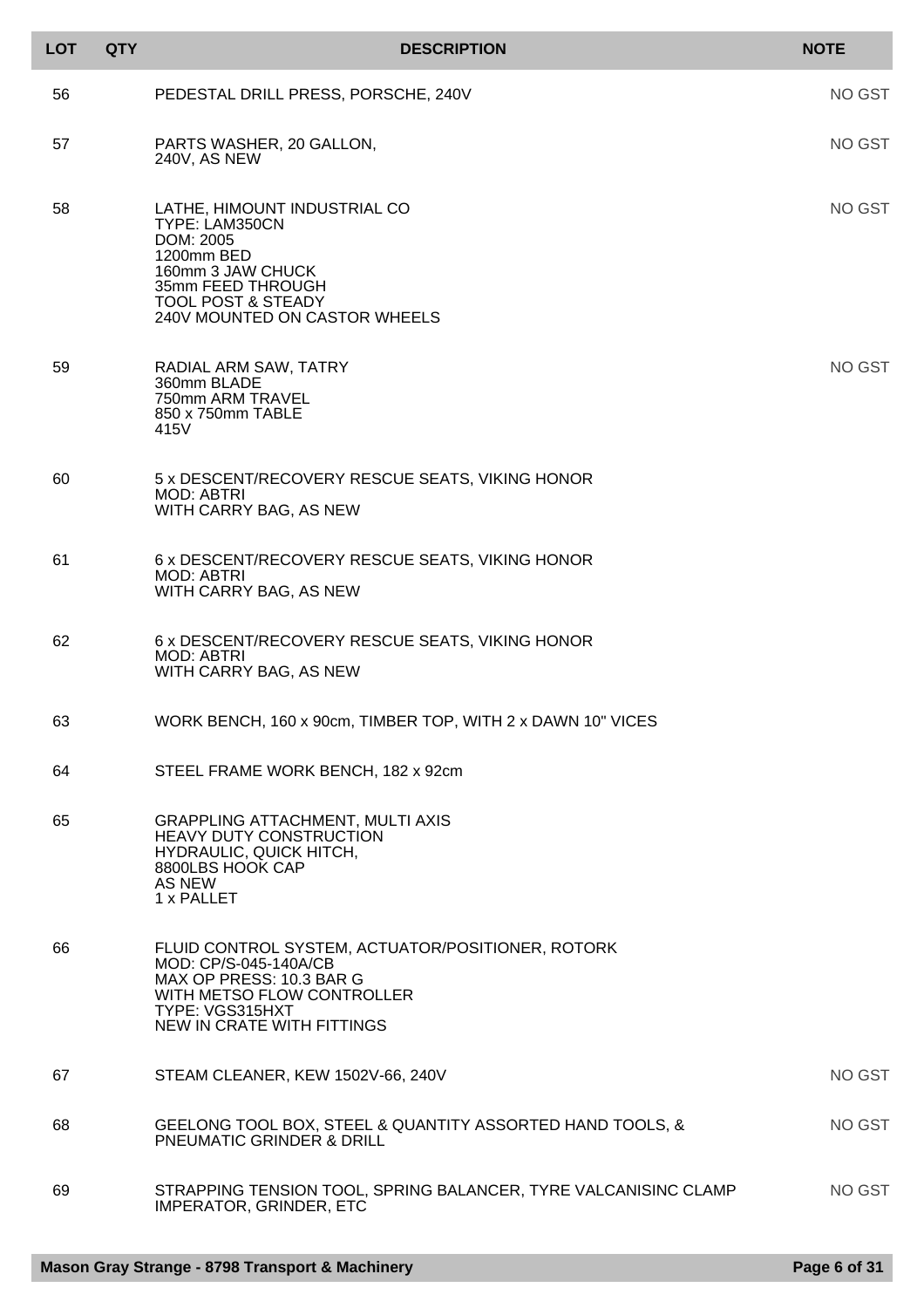| LOT | QTY | DESCRIPTION | NOTE |
|---|---|---|---|
| 56 | | PEDESTAL DRILL PRESS, PORSCHE, 240V | NO GST |
| 57 | | PARTS WASHER, 20 GALLON,<br>240V, AS NEW | NO GST |
| 58 | | LATHE, HIMOUNT INDUSTRIAL CO<br>TYPE: LAM350CN<br>DOM: 2005<br>1200mm BED<br>160mm 3 JAW CHUCK<br>35mm FEED THROUGH<br>TOOL POST & STEADY<br>240V MOUNTED ON CASTOR WHEELS | NO GST |
| 59 | | RADIAL ARM SAW, TATRY<br>360mm BLADE<br>750mm ARM TRAVEL<br>850 x 750mm TABLE<br>415V | NO GST |
| 60 | | 5 x DESCENT/RECOVERY RESCUE SEATS, VIKING HONOR<br>MOD: ABTRI<br>WITH CARRY BAG, AS NEW | |
| 61 | | 6 x DESCENT/RECOVERY RESCUE SEATS, VIKING HONOR<br>MOD: ABTRI<br>WITH CARRY BAG, AS NEW | |
| 62 | | 6 x DESCENT/RECOVERY RESCUE SEATS, VIKING HONOR<br>MOD: ABTRI<br>WITH CARRY BAG, AS NEW | |
| 63 | | WORK BENCH, 160 x 90cm, TIMBER TOP, WITH 2 x DAWN 10" VICES | |
| 64 | | STEEL FRAME WORK BENCH, 182 x 92cm | |
| 65 | | GRAPPLING ATTACHMENT, MULTI AXIS<br>HEAVY DUTY CONSTRUCTION<br>HYDRAULIC, QUICK HITCH,<br>8800LBS HOOK CAP<br>AS NEW<br>1 x PALLET | |
| 66 | | FLUID CONTROL SYSTEM, ACTUATOR/POSITIONER, ROTORK<br>MOD: CP/S-045-140A/CB<br>MAX OP PRESS: 10.3 BAR G<br>WITH METSO FLOW CONTROLLER<br>TYPE: VGS315HXT<br>NEW IN CRATE WITH FITTINGS | |
| 67 | | STEAM CLEANER, KEW 1502V-66, 240V | NO GST |
| 68 | | GEELONG TOOL BOX, STEEL & QUANTITY ASSORTED HAND TOOLS, &<br>PNEUMATIC GRINDER & DRILL | NO GST |
| 69 | | STRAPPING TENSION TOOL, SPRING BALANCER, TYRE VALCANISINC CLAMP<br>IMPERATOR, GRINDER, ETC | NO GST |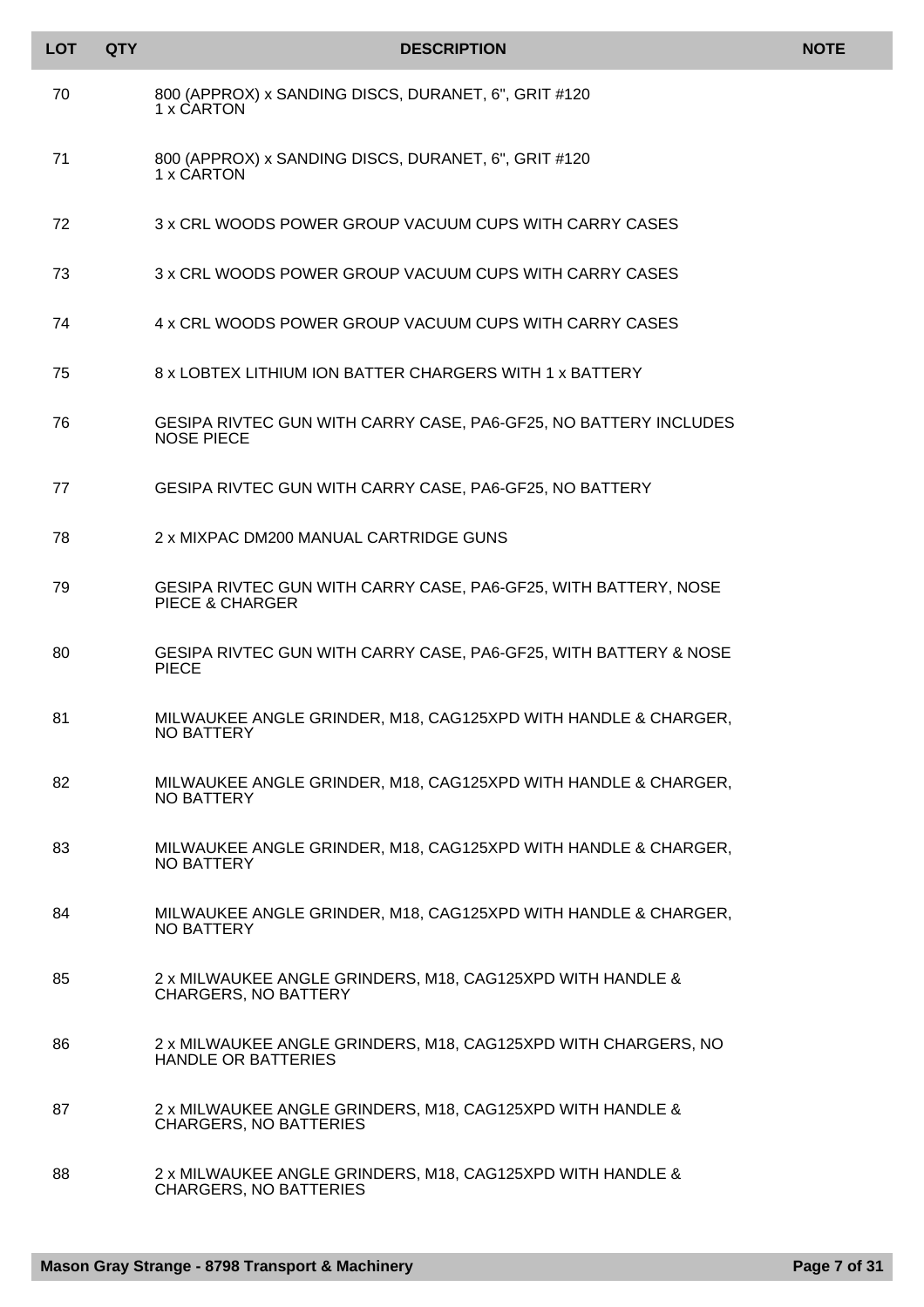| LOT | QTY | DESCRIPTION | NOTE |
|---|---|---|---|
| 70 | | 800 (APPROX) x SANDING DISCS, DURANET, 6", GRIT #120 1 x CARTON | |
| 71 | | 800 (APPROX) x SANDING DISCS, DURANET, 6", GRIT #120 1 x CARTON | |
| 72 | | 3 x CRL WOODS POWER GROUP VACUUM CUPS WITH CARRY CASES | |
| 73 | | 3 x CRL WOODS POWER GROUP VACUUM CUPS WITH CARRY CASES | |
| 74 | | 4 x CRL WOODS POWER GROUP VACUUM CUPS WITH CARRY CASES | |
| 75 | | 8 x LOBTEX LITHIUM ION BATTER CHARGERS WITH 1 x BATTERY | |
| 76 | | GESIPA RIVTEC GUN WITH CARRY CASE, PA6-GF25, NO BATTERY INCLUDES NOSE PIECE | |
| 77 | | GESIPA RIVTEC GUN WITH CARRY CASE, PA6-GF25, NO BATTERY | |
| 78 | | 2 x MIXPAC DM200 MANUAL CARTRIDGE GUNS | |
| 79 | | GESIPA RIVTEC GUN WITH CARRY CASE, PA6-GF25, WITH BATTERY, NOSE PIECE & CHARGER | |
| 80 | | GESIPA RIVTEC GUN WITH CARRY CASE, PA6-GF25, WITH BATTERY & NOSE PIECE | |
| 81 | | MILWAUKEE ANGLE GRINDER, M18, CAG125XPD WITH HANDLE & CHARGER, NO BATTERY | |
| 82 | | MILWAUKEE ANGLE GRINDER, M18, CAG125XPD WITH HANDLE & CHARGER, NO BATTERY | |
| 83 | | MILWAUKEE ANGLE GRINDER, M18, CAG125XPD WITH HANDLE & CHARGER, NO BATTERY | |
| 84 | | MILWAUKEE ANGLE GRINDER, M18, CAG125XPD WITH HANDLE & CHARGER, NO BATTERY | |
| 85 | | 2 x MILWAUKEE ANGLE GRINDERS, M18, CAG125XPD WITH HANDLE & CHARGERS, NO BATTERY | |
| 86 | | 2 x MILWAUKEE ANGLE GRINDERS, M18, CAG125XPD WITH CHARGERS, NO HANDLE OR BATTERIES | |
| 87 | | 2 x MILWAUKEE ANGLE GRINDERS, M18, CAG125XPD WITH HANDLE & CHARGERS, NO BATTERIES | |
| 88 | | 2 x MILWAUKEE ANGLE GRINDERS, M18, CAG125XPD WITH HANDLE & CHARGERS, NO BATTERIES | |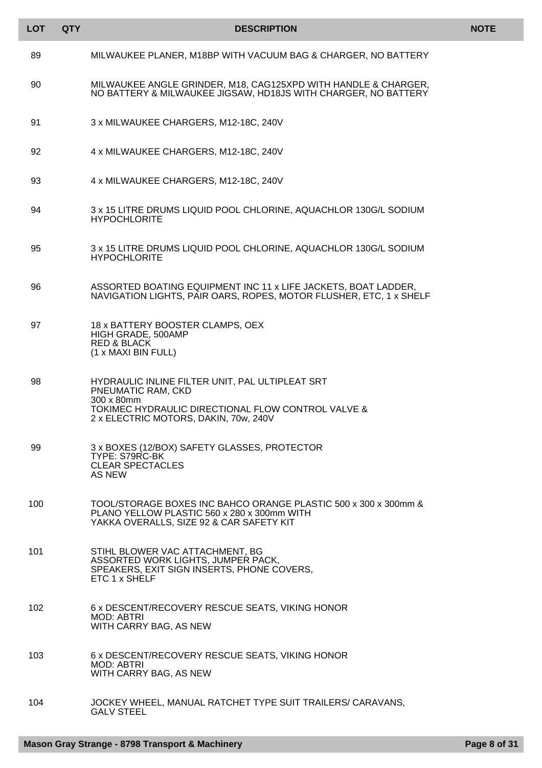| LOT | QTY | DESCRIPTION | NOTE |
|---|---|---|---|
| 89 | | MILWAUKEE PLANER, M18BP WITH VACUUM BAG & CHARGER, NO BATTERY | |
| 90 | | MILWAUKEE ANGLE GRINDER, M18, CAG125XPD WITH HANDLE & CHARGER, NO BATTERY & MILWAUKEE JIGSAW, HD18JS WITH CHARGER, NO BATTERY | |
| 91 | | 3 x MILWAUKEE CHARGERS, M12-18C, 240V | |
| 92 | | 4 x MILWAUKEE CHARGERS, M12-18C, 240V | |
| 93 | | 4 x MILWAUKEE CHARGERS, M12-18C, 240V | |
| 94 | | 3 x 15 LITRE DRUMS LIQUID POOL CHLORINE, AQUACHLOR 130G/L SODIUM HYPOCHLORITE | |
| 95 | | 3 x 15 LITRE DRUMS LIQUID POOL CHLORINE, AQUACHLOR 130G/L SODIUM HYPOCHLORITE | |
| 96 | | ASSORTED BOATING EQUIPMENT INC 11 x LIFE JACKETS, BOAT LADDER, NAVIGATION LIGHTS, PAIR OARS, ROPES, MOTOR FLUSHER, ETC, 1 x SHELF | |
| 97 | | 18 x BATTERY BOOSTER CLAMPS, OEX<br>HIGH GRADE, 500AMP<br>RED & BLACK<br>(1 x MAXI BIN FULL) | |
| 98 | | HYDRAULIC INLINE FILTER UNIT, PAL ULTIPLEAT SRT<br>PNEUMATIC RAM, CKD<br>300 x 80mm<br>TOKIMEC HYDRAULIC DIRECTIONAL FLOW CONTROL VALVE &<br>2 x ELECTRIC MOTORS, DAKIN, 70w, 240V | |
| 99 | | 3 x BOXES (12/BOX) SAFETY GLASSES, PROTECTOR<br>TYPE: S79RC-BK<br>CLEAR SPECTACLES<br>AS NEW | |
| 100 | | TOOL/STORAGE BOXES INC BAHCO ORANGE PLASTIC 500 x 300 x 300mm &<br>PLANO YELLOW PLASTIC 560 x 280 x 300mm WITH<br>YAKKA OVERALLS, SIZE 92 & CAR SAFETY KIT | |
| 101 | | STIHL BLOWER VAC ATTACHMENT, BG<br>ASSORTED WORK LIGHTS, JUMPER PACK,<br>SPEAKERS, EXIT SIGN INSERTS, PHONE COVERS,<br>ETC 1 x SHELF | |
| 102 | | 6 x DESCENT/RECOVERY RESCUE SEATS, VIKING HONOR<br>MOD: ABTRI<br>WITH CARRY BAG, AS NEW | |
| 103 | | 6 x DESCENT/RECOVERY RESCUE SEATS, VIKING HONOR<br>MOD: ABTRI<br>WITH CARRY BAG, AS NEW | |
| 104 | | JOCKEY WHEEL, MANUAL RATCHET TYPE SUIT TRAILERS/ CARAVANS, GALV STEEL | |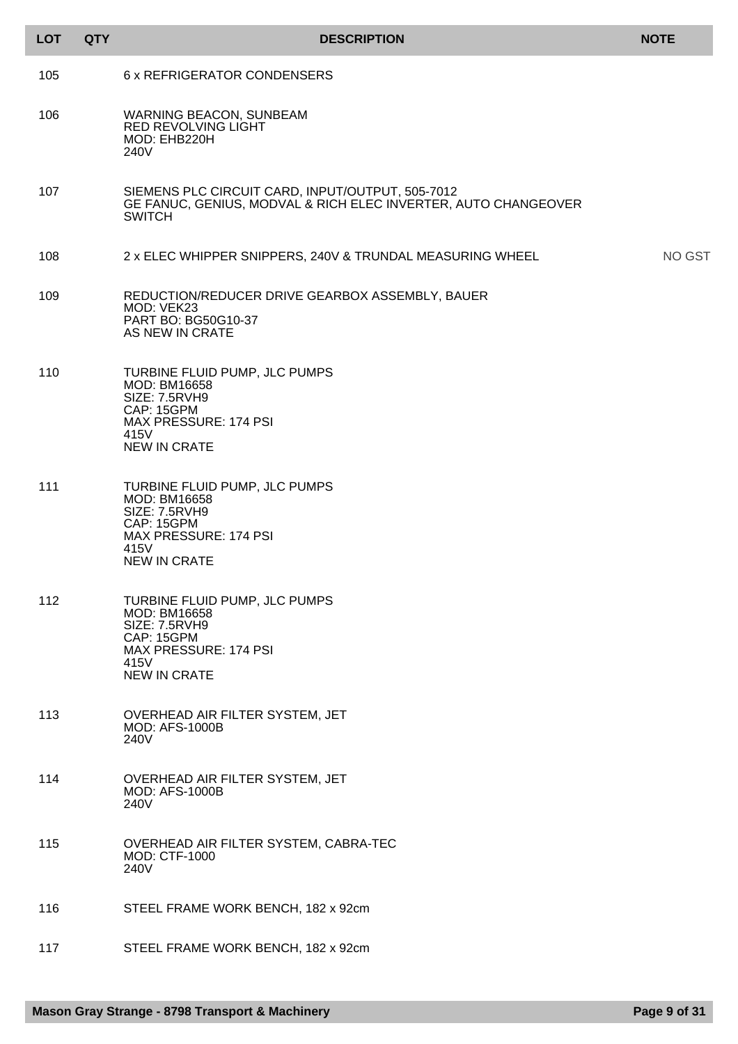| LOT | QTY | DESCRIPTION | NOTE |
|---|---|---|---|
| 105 | | 6 x REFRIGERATOR CONDENSERS | |
| 106 | | WARNING BEACON, SUNBEAM<br>RED REVOLVING LIGHT<br>MOD: EHB220H<br>240V | |
| 107 | | SIEMENS PLC CIRCUIT CARD, INPUT/OUTPUT, 505-7012<br>GE FANUC, GENIUS, MODVAL & RICH ELEC INVERTER, AUTO CHANGEOVER SWITCH | |
| 108 | | 2 x ELEC WHIPPER SNIPPERS, 240V & TRUNDAL MEASURING WHEEL | NO GST |
| 109 | | REDUCTION/REDUCER DRIVE GEARBOX ASSEMBLY, BAUER<br>MOD: VEK23<br>PART BO: BG50G10-37<br>AS NEW IN CRATE | |
| 110 | | TURBINE FLUID PUMP, JLC PUMPS<br>MOD: BM16658<br>SIZE: 7.5RVH9<br>CAP: 15GPM<br>MAX PRESSURE: 174 PSI<br>415V<br>NEW IN CRATE | |
| 111 | | TURBINE FLUID PUMP, JLC PUMPS<br>MOD: BM16658<br>SIZE: 7.5RVH9<br>CAP: 15GPM<br>MAX PRESSURE: 174 PSI<br>415V<br>NEW IN CRATE | |
| 112 | | TURBINE FLUID PUMP, JLC PUMPS<br>MOD: BM16658<br>SIZE: 7.5RVH9<br>CAP: 15GPM<br>MAX PRESSURE: 174 PSI<br>415V<br>NEW IN CRATE | |
| 113 | | OVERHEAD AIR FILTER SYSTEM, JET<br>MOD: AFS-1000B<br>240V | |
| 114 | | OVERHEAD AIR FILTER SYSTEM, JET<br>MOD: AFS-1000B<br>240V | |
| 115 | | OVERHEAD AIR FILTER SYSTEM, CABRA-TEC<br>MOD: CTF-1000<br>240V | |
| 116 | | STEEL FRAME WORK BENCH, 182 x 92cm | |
| 117 | | STEEL FRAME WORK BENCH, 182 x 92cm | |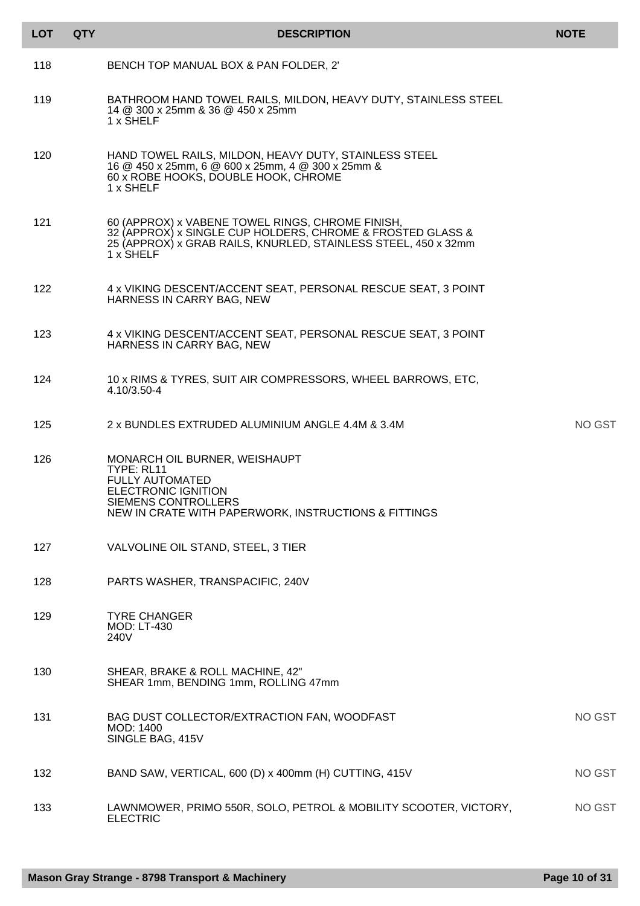| LOT | QTY | DESCRIPTION | NOTE |
|---|---|---|---|
| 118 | | BENCH TOP MANUAL BOX & PAN FOLDER, 2' | |
| 119 | | BATHROOM HAND TOWEL RAILS, MILDON, HEAVY DUTY, STAINLESS STEEL<br>14 @ 300 x 25mm & 36 @ 450 x 25mm<br>1 x SHELF | |
| 120 | | HAND TOWEL RAILS, MILDON, HEAVY DUTY, STAINLESS STEEL<br>16 @ 450 x 25mm, 6 @ 600 x 25mm, 4 @ 300 x 25mm &<br>60 x ROBE HOOKS, DOUBLE HOOK, CHROME<br>1 x SHELF | |
| 121 | | 60 (APPROX) x VABENE TOWEL RINGS, CHROME FINISH,<br>32 (APPROX) x SINGLE CUP HOLDERS, CHROME & FROSTED GLASS &<br>25 (APPROX) x GRAB RAILS, KNURLED, STAINLESS STEEL, 450 x 32mm<br>1 x SHELF | |
| 122 | | 4 x VIKING DESCENT/ACCENT SEAT, PERSONAL RESCUE SEAT, 3 POINT HARNESS IN CARRY BAG, NEW | |
| 123 | | 4 x VIKING DESCENT/ACCENT SEAT, PERSONAL RESCUE SEAT, 3 POINT HARNESS IN CARRY BAG, NEW | |
| 124 | | 10 x RIMS & TYRES, SUIT AIR COMPRESSORS, WHEEL BARROWS, ETC, 4.10/3.50-4 | |
| 125 | | 2 x BUNDLES EXTRUDED ALUMINIUM ANGLE 4.4M & 3.4M | NO GST |
| 126 | | MONARCH OIL BURNER, WEISHAUPT<br>TYPE: RL11<br>FULLY AUTOMATED<br>ELECTRONIC IGNITION<br>SIEMENS CONTROLLERS<br>NEW IN CRATE WITH PAPERWORK, INSTRUCTIONS & FITTINGS | |
| 127 | | VALVOLINE OIL STAND, STEEL, 3 TIER | |
| 128 | | PARTS WASHER, TRANSPACIFIC, 240V | |
| 129 | | TYRE CHANGER<br>MOD: LT-430<br>240V | |
| 130 | | SHEAR, BRAKE & ROLL MACHINE, 42"<br>SHEAR 1mm, BENDING 1mm, ROLLING 47mm | |
| 131 | | BAG DUST COLLECTOR/EXTRACTION FAN, WOODFAST<br>MOD: 1400<br>SINGLE BAG, 415V | NO GST |
| 132 | | BAND SAW, VERTICAL, 600 (D) x 400mm (H) CUTTING, 415V | NO GST |
| 133 | | LAWNMOWER, PRIMO 550R, SOLO, PETROL & MOBILITY SCOOTER, VICTORY, ELECTRIC | NO GST |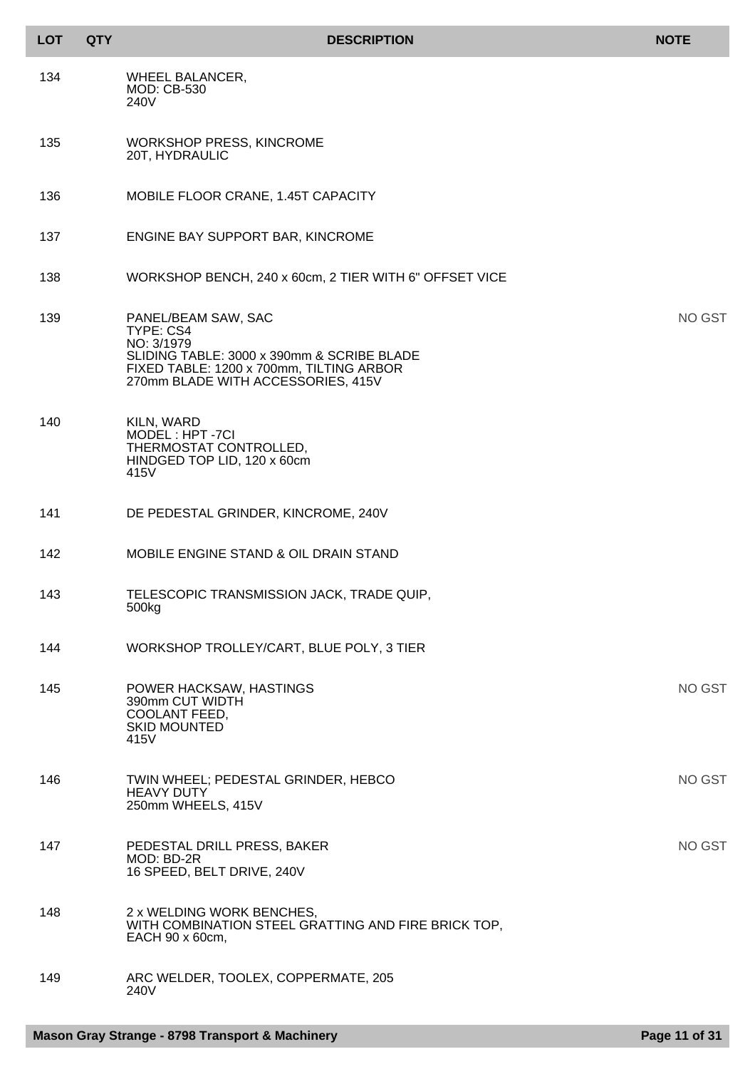| LOT | QTY | DESCRIPTION | NOTE |
|---|---|---|---|
| 134 | | WHEEL BALANCER,<br>MOD: CB-530<br>240V | |
| 135 | | WORKSHOP PRESS, KINCROME<br>20T, HYDRAULIC | |
| 136 | | MOBILE FLOOR CRANE, 1.45T CAPACITY | |
| 137 | | ENGINE BAY SUPPORT BAR, KINCROME | |
| 138 | | WORKSHOP BENCH, 240 x 60cm, 2 TIER WITH 6" OFFSET VICE | |
| 139 | | PANEL/BEAM SAW, SAC<br>TYPE: CS4<br>NO: 3/1979<br>SLIDING TABLE: 3000 x 390mm & SCRIBE BLADE<br>FIXED TABLE: 1200 x 700mm, TILTING ARBOR<br>270mm BLADE WITH ACCESSORIES, 415V | NO GST |
| 140 | | KILN, WARD<br>MODEL : HPT -7CI<br>THERMOSTAT CONTROLLED,<br>HINDGED TOP LID, 120 x 60cm<br>415V | |
| 141 | | DE PEDESTAL GRINDER, KINCROME, 240V | |
| 142 | | MOBILE ENGINE STAND & OIL DRAIN STAND | |
| 143 | | TELESCOPIC TRANSMISSION JACK, TRADE QUIP,<br>500kg | |
| 144 | | WORKSHOP TROLLEY/CART, BLUE POLY, 3 TIER | |
| 145 | | POWER HACKSAW, HASTINGS<br>390mm CUT WIDTH<br>COOLANT FEED,<br>SKID MOUNTED<br>415V | NO GST |
| 146 | | TWIN WHEEL; PEDESTAL GRINDER, HEBCO<br>HEAVY DUTY<br>250mm WHEELS, 415V | NO GST |
| 147 | | PEDESTAL DRILL PRESS, BAKER<br>MOD: BD-2R<br>16 SPEED, BELT DRIVE, 240V | NO GST |
| 148 | | 2 x WELDING WORK BENCHES,<br>WITH COMBINATION STEEL GRATTING AND FIRE BRICK TOP,<br>EACH 90 x 60cm, | |
| 149 | | ARC WELDER, TOOLEX, COPPERMATE, 205<br>240V | |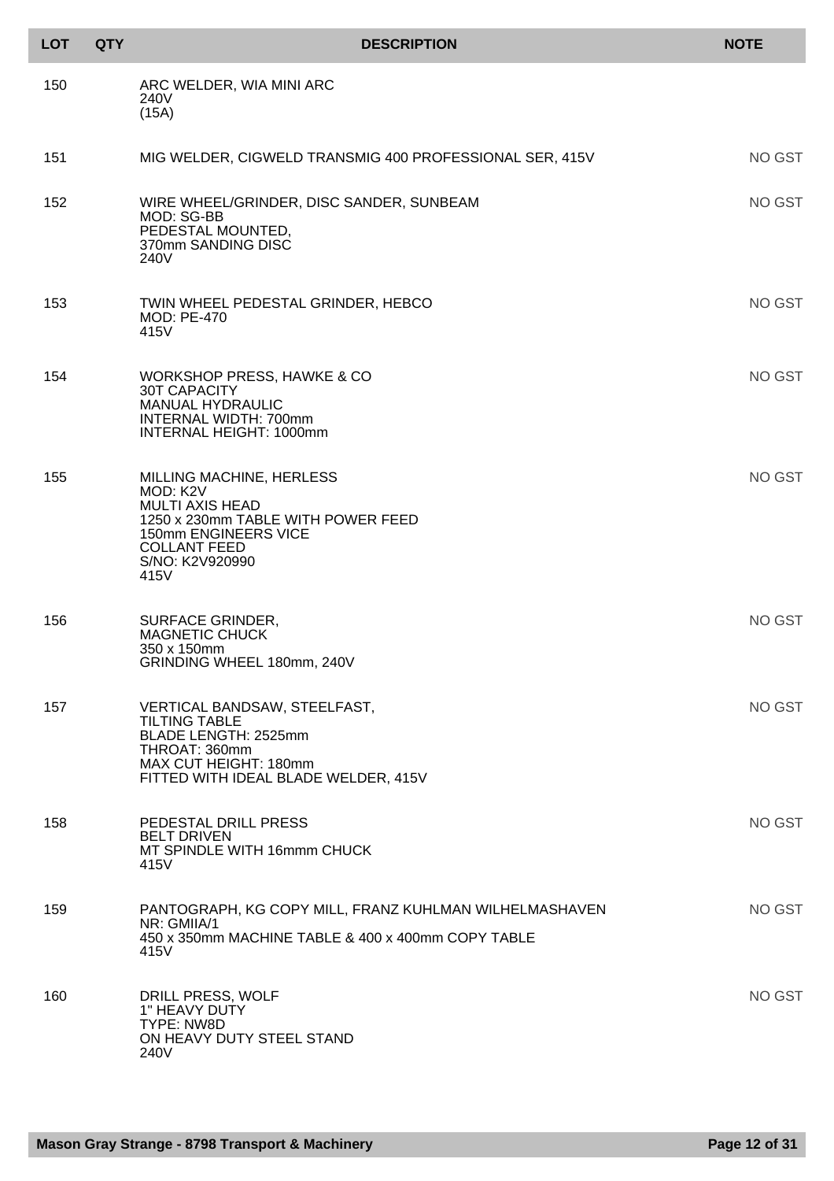| LOT | QTY | DESCRIPTION | NOTE |
|---|---|---|---|
| 150 | | ARC WELDER, WIA MINI ARC<br>240V<br>(15A) | |
| 151 | | MIG WELDER, CIGWELD TRANSMIG 400 PROFESSIONAL SER, 415V | NO GST |
| 152 | | WIRE WHEEL/GRINDER, DISC SANDER, SUNBEAM<br>MOD: SG-BB<br>PEDESTAL MOUNTED,<br>370mm SANDING DISC<br>240V | NO GST |
| 153 | | TWIN WHEEL PEDESTAL GRINDER, HEBCO<br>MOD: PE-470<br>415V | NO GST |
| 154 | | WORKSHOP PRESS, HAWKE & CO<br>30T CAPACITY<br>MANUAL HYDRAULIC<br>INTERNAL WIDTH: 700mm<br>INTERNAL HEIGHT: 1000mm | NO GST |
| 155 | | MILLING MACHINE, HERLESS<br>MOD: K2V<br>MULTI AXIS HEAD<br>1250 x 230mm TABLE WITH POWER FEED<br>150mm ENGINEERS VICE<br>COLLANT FEED<br>S/NO: K2V920990<br>415V | NO GST |
| 156 | | SURFACE GRINDER,<br>MAGNETIC CHUCK<br>350 x 150mm<br>GRINDING WHEEL 180mm, 240V | NO GST |
| 157 | | VERTICAL BANDSAW, STEELFAST,<br>TILTING TABLE<br>BLADE LENGTH: 2525mm<br>THROAT: 360mm<br>MAX CUT HEIGHT: 180mm<br>FITTED WITH IDEAL BLADE WELDER, 415V | NO GST |
| 158 | | PEDESTAL DRILL PRESS<br>BELT DRIVEN<br>MT SPINDLE WITH 16mmm CHUCK<br>415V | NO GST |
| 159 | | PANTOGRAPH, KG COPY MILL, FRANZ KUHLMAN WILHELMASHAVEN<br>NR: GMIIA/1<br>450 x 350mm MACHINE TABLE & 400 x 400mm COPY TABLE<br>415V | NO GST |
| 160 | | DRILL PRESS, WOLF<br>1" HEAVY DUTY<br>TYPE: NW8D<br>ON HEAVY DUTY STEEL STAND<br>240V | NO GST |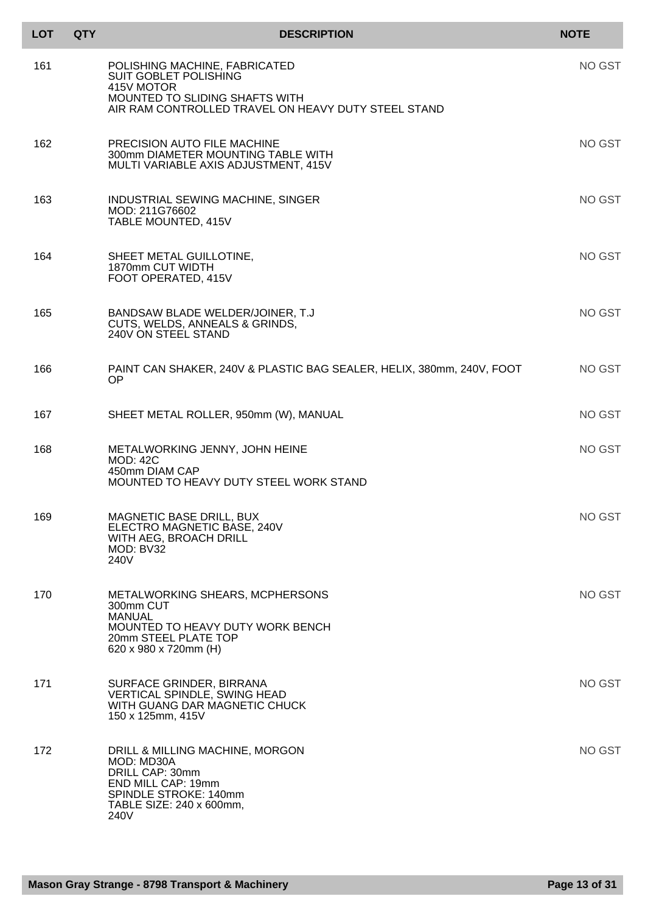| LOT | QTY | DESCRIPTION | NOTE |
|---|---|---|---|
| 161 | | POLISHING MACHINE, FABRICATED<br>SUIT GOBLET POLISHING<br>415V MOTOR<br>MOUNTED TO SLIDING SHAFTS WITH<br>AIR RAM CONTROLLED TRAVEL ON HEAVY DUTY STEEL STAND | NO GST |
| 162 | | PRECISION AUTO FILE MACHINE<br>300mm DIAMETER MOUNTING TABLE WITH<br>MULTI VARIABLE AXIS ADJUSTMENT, 415V | NO GST |
| 163 | | INDUSTRIAL SEWING MACHINE, SINGER<br>MOD: 211G76602<br>TABLE MOUNTED, 415V | NO GST |
| 164 | | SHEET METAL GUILLOTINE,<br>1870mm CUT WIDTH<br>FOOT OPERATED, 415V | NO GST |
| 165 | | BANDSAW BLADE WELDER/JOINER, T.J<br>CUTS, WELDS, ANNEALS & GRINDS,<br>240V ON STEEL STAND | NO GST |
| 166 | | PAINT CAN SHAKER, 240V & PLASTIC BAG SEALER, HELIX, 380mm, 240V, FOOT OP | NO GST |
| 167 | | SHEET METAL ROLLER, 950mm (W), MANUAL | NO GST |
| 168 | | METALWORKING JENNY, JOHN HEINE<br>MOD: 42C<br>450mm DIAM CAP<br>MOUNTED TO HEAVY DUTY STEEL WORK STAND | NO GST |
| 169 | | MAGNETIC BASE DRILL, BUX<br>ELECTRO MAGNETIC BASE, 240V<br>WITH AEG, BROACH DRILL<br>MOD: BV32<br>240V | NO GST |
| 170 | | METALWORKING SHEARS, MCPHERSONS<br>300mm CUT<br>MANUAL<br>MOUNTED TO HEAVY DUTY WORK BENCH<br>20mm STEEL PLATE TOP<br>620 x 980 x 720mm (H) | NO GST |
| 171 | | SURFACE GRINDER, BIRRANA<br>VERTICAL SPINDLE, SWING HEAD<br>WITH GUANG DAR MAGNETIC CHUCK<br>150 x 125mm, 415V | NO GST |
| 172 | | DRILL & MILLING MACHINE, MORGON<br>MOD: MD30A<br>DRILL CAP: 30mm<br>END MILL CAP: 19mm<br>SPINDLE STROKE: 140mm<br>TABLE SIZE: 240 x 600mm,<br>240V | NO GST |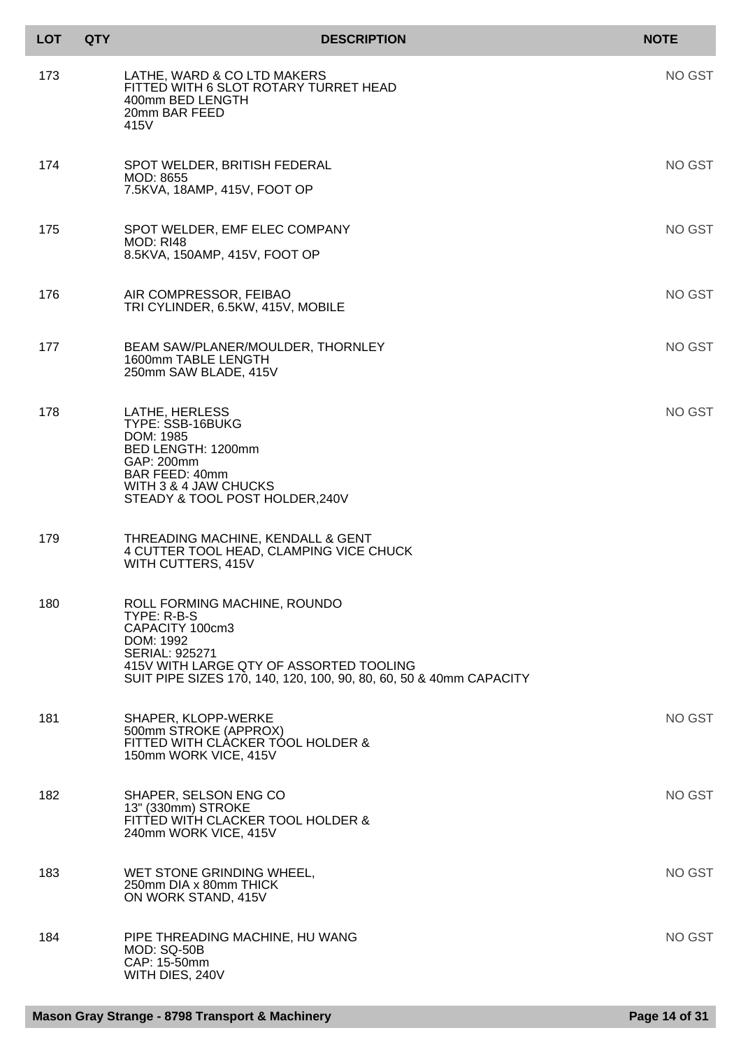| LOT | QTY | DESCRIPTION | NOTE |
| --- | --- | --- | --- |
| 173 | | LATHE, WARD & CO LTD MAKERS<br>FITTED WITH 6 SLOT ROTARY TURRET HEAD<br>400mm BED LENGTH<br>20mm BAR FEED<br>415V | NO GST |
| 174 | | SPOT WELDER, BRITISH FEDERAL<br>MOD: 8655<br>7.5KVA, 18AMP, 415V, FOOT OP | NO GST |
| 175 | | SPOT WELDER, EMF ELEC COMPANY<br>MOD: RI48<br>8.5KVA, 150AMP, 415V, FOOT OP | NO GST |
| 176 | | AIR COMPRESSOR, FEIBAO<br>TRI CYLINDER, 6.5KW, 415V, MOBILE | NO GST |
| 177 | | BEAM SAW/PLANER/MOULDER, THORNLEY<br>1600mm TABLE LENGTH<br>250mm SAW BLADE, 415V | NO GST |
| 178 | | LATHE, HERLESS<br>TYPE: SSB-16BUKG<br>DOM: 1985<br>BED LENGTH: 1200mm<br>GAP: 200mm<br>BAR FEED: 40mm<br>WITH 3 & 4 JAW CHUCKS<br>STEADY & TOOL POST HOLDER,240V | NO GST |
| 179 | | THREADING MACHINE, KENDALL & GENT<br>4 CUTTER TOOL HEAD, CLAMPING VICE CHUCK<br>WITH CUTTERS, 415V | |
| 180 | | ROLL FORMING MACHINE, ROUNDO<br>TYPE: R-B-S<br>CAPACITY 100cm3<br>DOM: 1992<br>SERIAL: 925271<br>415V WITH LARGE QTY OF ASSORTED TOOLING<br>SUIT PIPE SIZES 170, 140, 120, 100, 90, 80, 60, 50 & 40mm CAPACITY | |
| 181 | | SHAPER, KLOPP-WERKE<br>500mm STROKE (APPROX)<br>FITTED WITH CLACKER TOOL HOLDER &<br>150mm WORK VICE, 415V | NO GST |
| 182 | | SHAPER, SELSON ENG CO<br>13" (330mm) STROKE<br>FITTED WITH CLACKER TOOL HOLDER &<br>240mm WORK VICE, 415V | NO GST |
| 183 | | WET STONE GRINDING WHEEL,<br>250mm DIA x 80mm THICK<br>ON WORK STAND, 415V | NO GST |
| 184 | | PIPE THREADING MACHINE, HU WANG<br>MOD: SQ-50B<br>CAP: 15-50mm<br>WITH DIES, 240V | NO GST |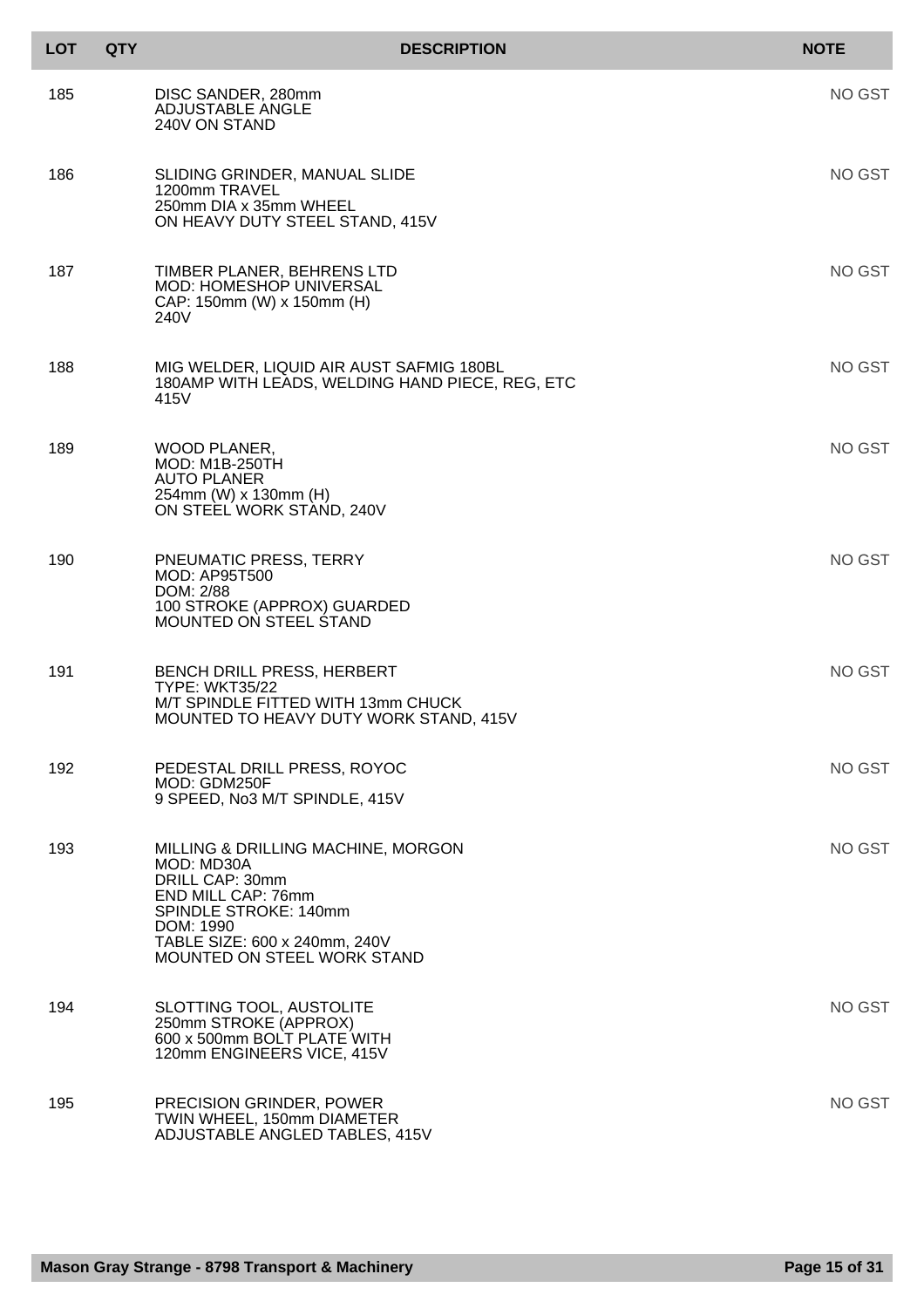| LOT | QTY | DESCRIPTION | NOTE |
|---|---|---|---|
| 185 | | DISC SANDER, 280mm<br>ADJUSTABLE ANGLE<br>240V ON STAND | NO GST |
| 186 | | SLIDING GRINDER, MANUAL SLIDE<br>1200mm TRAVEL<br>250mm DIA x 35mm WHEEL<br>ON HEAVY DUTY STEEL STAND, 415V | NO GST |
| 187 | | TIMBER PLANER, BEHRENS LTD<br>MOD: HOMESHOP UNIVERSAL<br>CAP: 150mm (W) x 150mm (H)<br>240V | NO GST |
| 188 | | MIG WELDER, LIQUID AIR AUST SAFMIG 180BL<br>180AMP WITH LEADS, WELDING HAND PIECE, REG, ETC<br>415V | NO GST |
| 189 | | WOOD PLANER,<br>MOD: M1B-250TH<br>AUTO PLANER<br>254mm (W) x 130mm (H)<br>ON STEEL WORK STAND, 240V | NO GST |
| 190 | | PNEUMATIC PRESS, TERRY<br>MOD: AP95T500<br>DOM: 2/88<br>100 STROKE (APPROX) GUARDED<br>MOUNTED ON STEEL STAND | NO GST |
| 191 | | BENCH DRILL PRESS, HERBERT<br>TYPE: WKT35/22<br>M/T SPINDLE FITTED WITH 13mm CHUCK<br>MOUNTED TO HEAVY DUTY WORK STAND, 415V | NO GST |
| 192 | | PEDESTAL DRILL PRESS, ROYOC<br>MOD: GDM250F<br>9 SPEED, No3 M/T SPINDLE, 415V | NO GST |
| 193 | | MILLING & DRILLING MACHINE, MORGON<br>MOD: MD30A<br>DRILL CAP: 30mm<br>END MILL CAP: 76mm<br>SPINDLE STROKE: 140mm<br>DOM: 1990<br>TABLE SIZE: 600 x 240mm, 240V<br>MOUNTED ON STEEL WORK STAND | NO GST |
| 194 | | SLOTTING TOOL, AUSTOLITE<br>250mm STROKE (APPROX)<br>600 x 500mm BOLT PLATE WITH<br>120mm ENGINEERS VICE, 415V | NO GST |
| 195 | | PRECISION GRINDER, POWER<br>TWIN WHEEL, 150mm DIAMETER<br>ADJUSTABLE ANGLED TABLES, 415V | NO GST |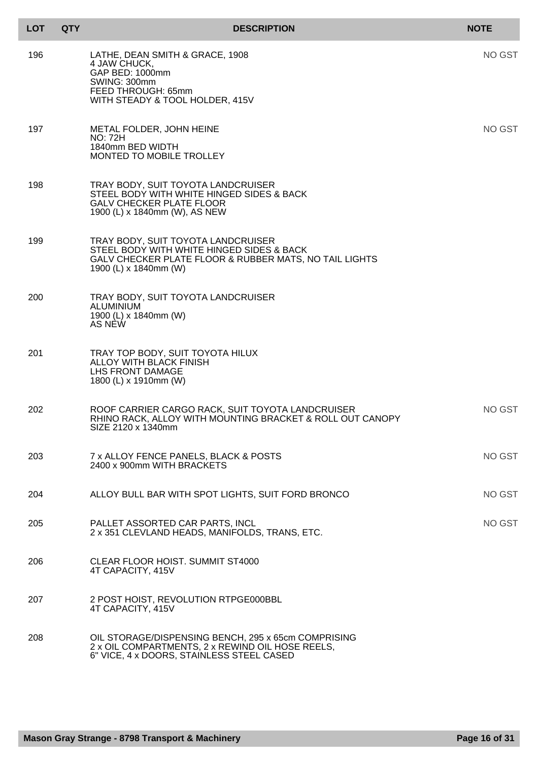| LOT | QTY | DESCRIPTION | NOTE |
|---|---|---|---|
| 196 | | LATHE, DEAN SMITH & GRACE, 1908<br>4 JAW CHUCK,<br>GAP BED: 1000mm<br>SWING: 300mm<br>FEED THROUGH: 65mm<br>WITH STEADY & TOOL HOLDER, 415V | NO GST |
| 197 | | METAL FOLDER, JOHN HEINE<br>NO: 72H<br>1840mm BED WIDTH<br>MONTED TO MOBILE TROLLEY | NO GST |
| 198 | | TRAY BODY, SUIT TOYOTA LANDCRUISER<br>STEEL BODY WITH WHITE HINGED SIDES & BACK<br>GALV CHECKER PLATE FLOOR<br>1900 (L) x 1840mm (W), AS NEW | |
| 199 | | TRAY BODY, SUIT TOYOTA LANDCRUISER<br>STEEL BODY WITH WHITE HINGED SIDES & BACK<br>GALV CHECKER PLATE FLOOR & RUBBER MATS, NO TAIL LIGHTS<br>1900 (L) x 1840mm (W) | |
| 200 | | TRAY BODY, SUIT TOYOTA LANDCRUISER<br>ALUMINIUM<br>1900 (L) x 1840mm (W)<br>AS NEW | |
| 201 | | TRAY TOP BODY, SUIT TOYOTA HILUX<br>ALLOY WITH BLACK FINISH<br>LHS FRONT DAMAGE<br>1800 (L) x 1910mm (W) | |
| 202 | | ROOF CARRIER CARGO RACK, SUIT TOYOTA LANDCRUISER<br>RHINO RACK, ALLOY WITH MOUNTING BRACKET & ROLL OUT CANOPY<br>SIZE 2120 x 1340mm | NO GST |
| 203 | | 7 x ALLOY FENCE PANELS, BLACK & POSTS<br>2400 x 900mm WITH BRACKETS | NO GST |
| 204 | | ALLOY BULL BAR WITH SPOT LIGHTS, SUIT FORD BRONCO | NO GST |
| 205 | | PALLET ASSORTED CAR PARTS, INCL<br>2 x 351 CLEVLAND HEADS, MANIFOLDS, TRANS, ETC. | NO GST |
| 206 | | CLEAR FLOOR HOIST. SUMMIT ST4000<br>4T CAPACITY, 415V | |
| 207 | | 2 POST HOIST, REVOLUTION RTPGE000BBL<br>4T CAPACITY, 415V | |
| 208 | | OIL STORAGE/DISPENSING BENCH, 295 x 65cm COMPRISING<br>2 x OIL COMPARTMENTS, 2 x REWIND OIL HOSE REELS,<br>6" VICE, 4 x DOORS, STAINLESS STEEL CASED | |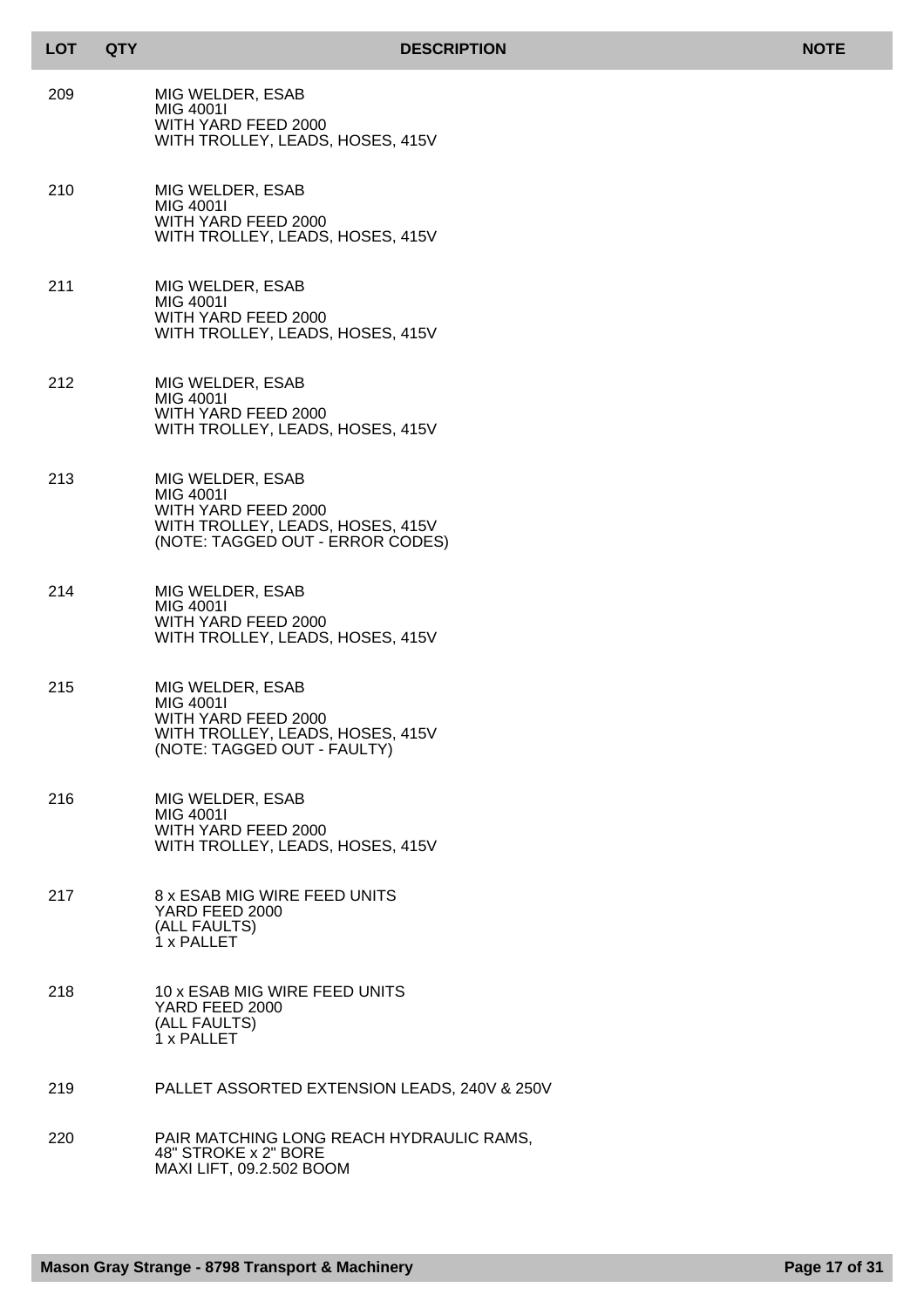| LOT | QTY | DESCRIPTION | NOTE |
| --- | --- | --- | --- |
| 209 | | MIG WELDER, ESAB<br>MIG 4001I<br>WITH YARD FEED 2000<br>WITH TROLLEY, LEADS, HOSES, 415V | |
| 210 | | MIG WELDER, ESAB<br>MIG 4001I<br>WITH YARD FEED 2000<br>WITH TROLLEY, LEADS, HOSES, 415V | |
| 211 | | MIG WELDER, ESAB<br>MIG 4001I<br>WITH YARD FEED 2000<br>WITH TROLLEY, LEADS, HOSES, 415V | |
| 212 | | MIG WELDER, ESAB<br>MIG 4001I<br>WITH YARD FEED 2000<br>WITH TROLLEY, LEADS, HOSES, 415V | |
| 213 | | MIG WELDER, ESAB<br>MIG 4001I<br>WITH YARD FEED 2000<br>WITH TROLLEY, LEADS, HOSES, 415V<br>(NOTE: TAGGED OUT - ERROR CODES) | |
| 214 | | MIG WELDER, ESAB<br>MIG 4001I<br>WITH YARD FEED 2000<br>WITH TROLLEY, LEADS, HOSES, 415V | |
| 215 | | MIG WELDER, ESAB<br>MIG 4001I<br>WITH YARD FEED 2000<br>WITH TROLLEY, LEADS, HOSES, 415V<br>(NOTE: TAGGED OUT - FAULTY) | |
| 216 | | MIG WELDER, ESAB<br>MIG 4001I<br>WITH YARD FEED 2000<br>WITH TROLLEY, LEADS, HOSES, 415V | |
| 217 | | 8 x ESAB MIG WIRE FEED UNITS<br>YARD FEED 2000<br>(ALL FAULTS)<br>1 x PALLET | |
| 218 | | 10 x ESAB MIG WIRE FEED UNITS<br>YARD FEED 2000<br>(ALL FAULTS)<br>1 x PALLET | |
| 219 | | PALLET ASSORTED EXTENSION LEADS, 240V & 250V | |
| 220 | | PAIR MATCHING LONG REACH HYDRAULIC RAMS,<br>48" STROKE x 2" BORE<br>MAXI LIFT, 09.2.502 BOOM | |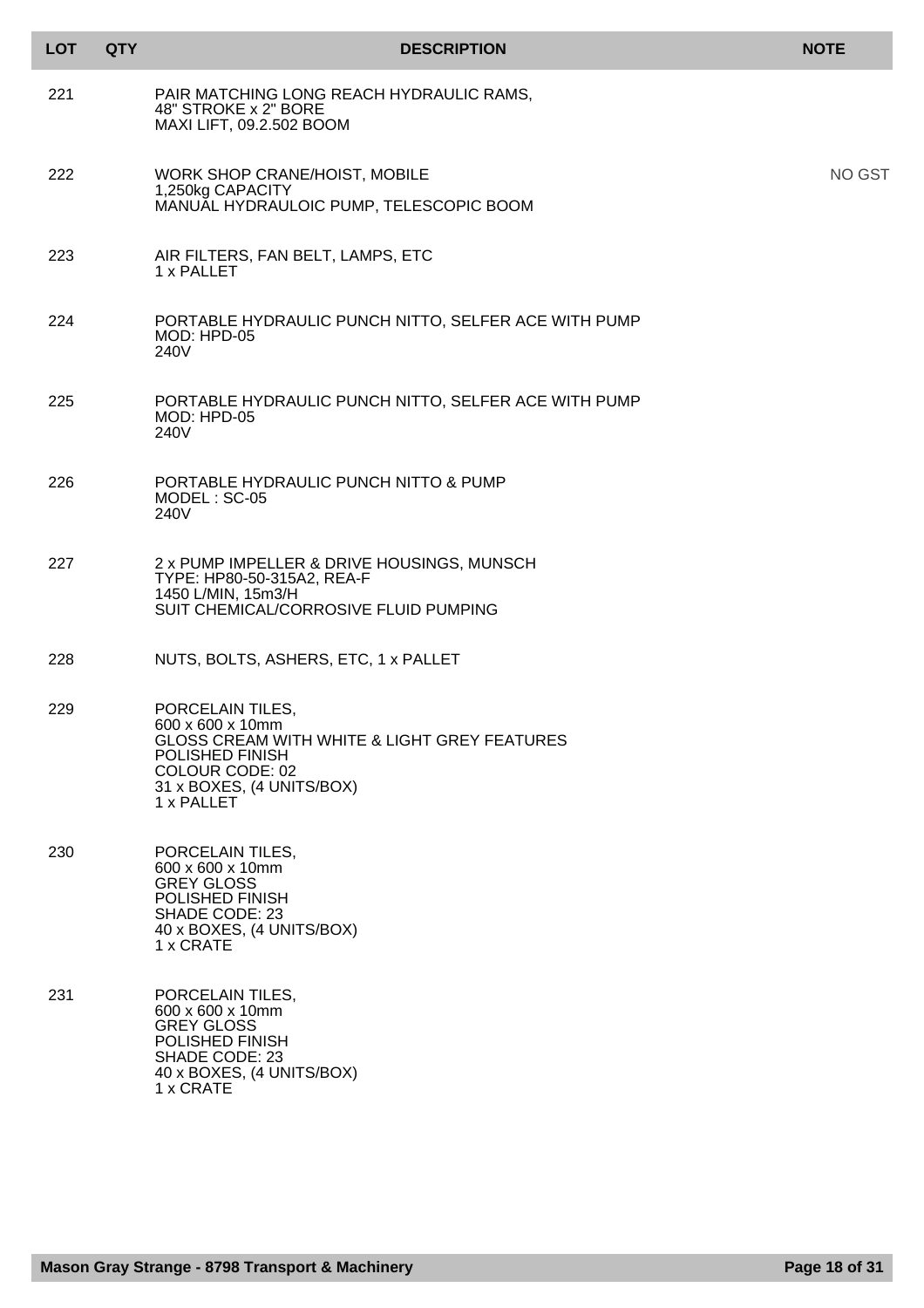| LOT | QTY | DESCRIPTION | NOTE |
| --- | --- | --- | --- |
| 221 | | PAIR MATCHING LONG REACH HYDRAULIC RAMS,<br>48" STROKE x 2" BORE<br>MAXI LIFT, 09.2.502 BOOM | |
| 222 | | WORK SHOP CRANE/HOIST, MOBILE<br>1,250kg CAPACITY<br>MANUAL HYDRAULOIC PUMP, TELESCOPIC BOOM | NO GST |
| 223 | | AIR FILTERS, FAN BELT, LAMPS, ETC<br>1 x PALLET | |
| 224 | | PORTABLE HYDRAULIC PUNCH NITTO, SELFER ACE WITH PUMP<br>MOD: HPD-05<br>240V | |
| 225 | | PORTABLE HYDRAULIC PUNCH NITTO, SELFER ACE WITH PUMP<br>MOD: HPD-05<br>240V | |
| 226 | | PORTABLE HYDRAULIC PUNCH NITTO & PUMP<br>MODEL : SC-05<br>240V | |
| 227 | | 2 x PUMP IMPELLER & DRIVE HOUSINGS, MUNSCH<br>TYPE: HP80-50-315A2, REA-F<br>1450 L/MIN, 15m3/H<br>SUIT CHEMICAL/CORROSIVE FLUID PUMPING | |
| 228 | | NUTS, BOLTS, ASHERS, ETC, 1 x PALLET | |
| 229 | | PORCELAIN TILES,<br>600 x 600 x 10mm<br>GLOSS CREAM WITH WHITE & LIGHT GREY FEATURES<br>POLISHED FINISH<br>COLOUR CODE: 02<br>31 x BOXES, (4 UNITS/BOX)<br>1 x PALLET | |
| 230 | | PORCELAIN TILES,<br>600 x 600 x 10mm<br>GREY GLOSS<br>POLISHED FINISH<br>SHADE CODE: 23<br>40 x BOXES, (4 UNITS/BOX)<br>1 x CRATE | |
| 231 | | PORCELAIN TILES,<br>600 x 600 x 10mm<br>GREY GLOSS<br>POLISHED FINISH<br>SHADE CODE: 23<br>40 x BOXES, (4 UNITS/BOX)<br>1 x CRATE | |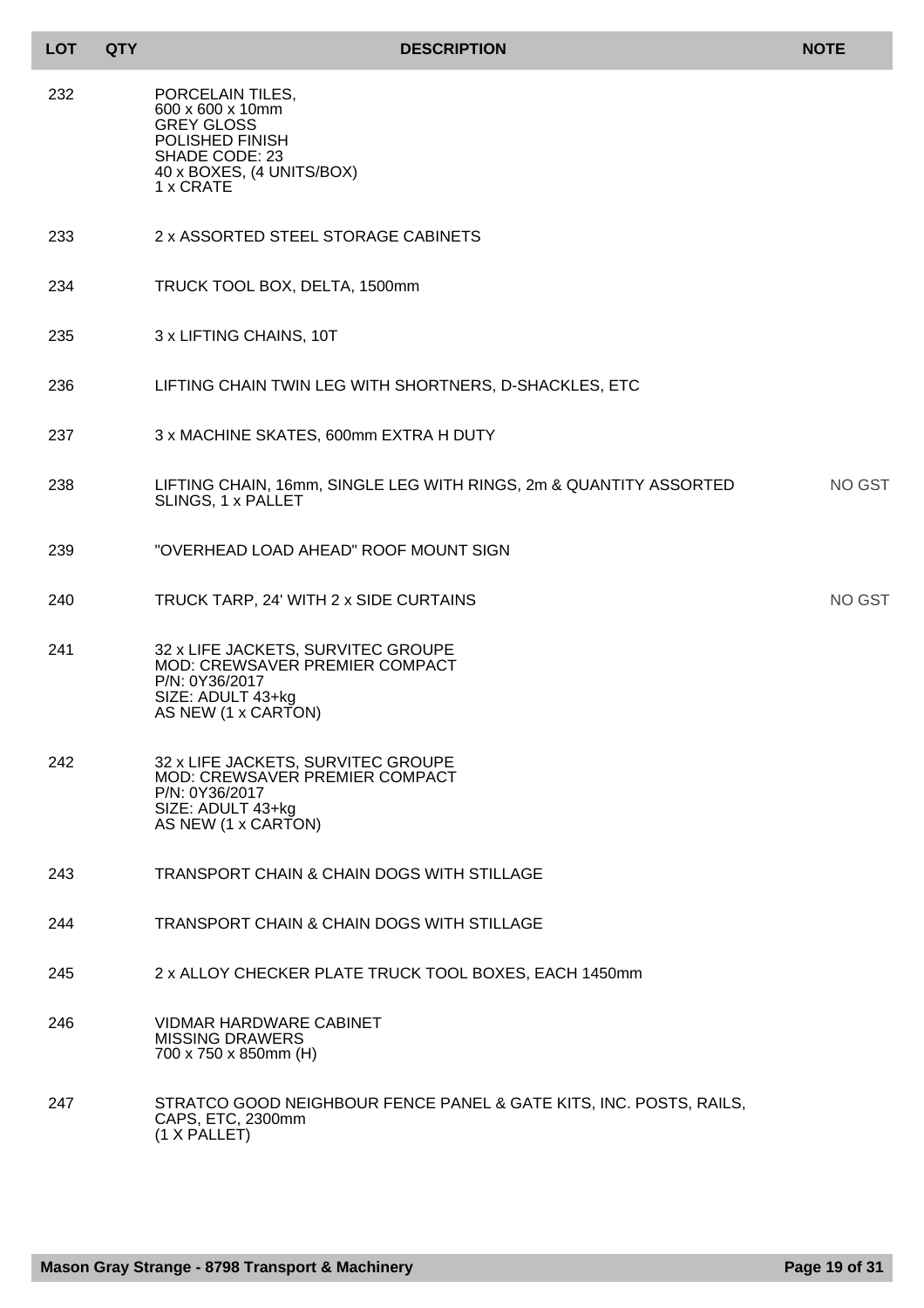| LOT | QTY | DESCRIPTION | NOTE |
| --- | --- | --- | --- |
| 232 | | PORCELAIN TILES, 600 x 600 x 10mm GREY GLOSS POLISHED FINISH SHADE CODE: 23 40 x BOXES, (4 UNITS/BOX) 1 x CRATE | |
| 233 | | 2 x ASSORTED STEEL STORAGE CABINETS | |
| 234 | | TRUCK TOOL BOX, DELTA, 1500mm | |
| 235 | | 3 x LIFTING CHAINS, 10T | |
| 236 | | LIFTING CHAIN TWIN LEG WITH SHORTNERS, D-SHACKLES, ETC | |
| 237 | | 3 x MACHINE SKATES, 600mm EXTRA H DUTY | |
| 238 | | LIFTING CHAIN, 16mm, SINGLE LEG WITH RINGS, 2m & QUANTITY ASSORTED SLINGS, 1 x PALLET | NO GST |
| 239 | | "OVERHEAD LOAD AHEAD" ROOF MOUNT SIGN | |
| 240 | | TRUCK TARP, 24' WITH 2 x SIDE CURTAINS | NO GST |
| 241 | | 32 x LIFE JACKETS, SURVITEC GROUPE MOD: CREWSAVER PREMIER COMPACT P/N: 0Y36/2017 SIZE: ADULT 43+kg AS NEW (1 x CARTON) | |
| 242 | | 32 x LIFE JACKETS, SURVITEC GROUPE MOD: CREWSAVER PREMIER COMPACT P/N: 0Y36/2017 SIZE: ADULT 43+kg AS NEW (1 x CARTON) | |
| 243 | | TRANSPORT CHAIN & CHAIN DOGS WITH STILLAGE | |
| 244 | | TRANSPORT CHAIN & CHAIN DOGS WITH STILLAGE | |
| 245 | | 2 x ALLOY CHECKER PLATE TRUCK TOOL BOXES, EACH 1450mm | |
| 246 | | VIDMAR HARDWARE CABINET MISSING DRAWERS 700 x 750 x 850mm (H) | |
| 247 | | STRATCO GOOD NEIGHBOUR FENCE PANEL & GATE KITS, INC. POSTS, RAILS, CAPS, ETC, 2300mm (1 X PALLET) | |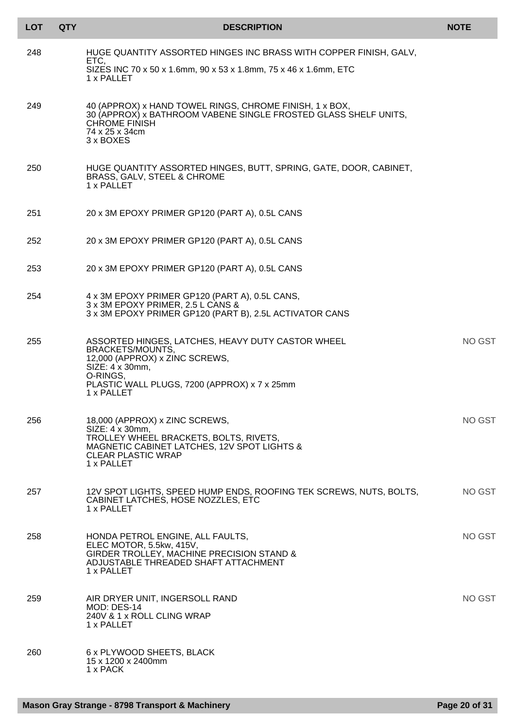| LOT | QTY | DESCRIPTION | NOTE |
| --- | --- | --- | --- |
| 248 | | HUGE QUANTITY ASSORTED HINGES INC BRASS WITH COPPER FINISH, GALV, ETC,<br>SIZES INC 70 x 50 x 1.6mm, 90 x 53 x 1.8mm, 75 x 46 x 1.6mm, ETC<br>1 x PALLET | |
| 249 | | 40 (APPROX) x HAND TOWEL RINGS, CHROME FINISH, 1 x BOX,<br>30 (APPROX) x BATHROOM VABENE SINGLE FROSTED GLASS SHELF UNITS, CHROME FINISH<br>74 x 25 x 34cm<br>3 x BOXES | |
| 250 | | HUGE QUANTITY ASSORTED HINGES, BUTT, SPRING, GATE, DOOR, CABINET, BRASS, GALV, STEEL & CHROME<br>1 x PALLET | |
| 251 | | 20 x 3M EPOXY PRIMER GP120 (PART A), 0.5L CANS | |
| 252 | | 20 x 3M EPOXY PRIMER GP120 (PART A), 0.5L CANS | |
| 253 | | 20 x 3M EPOXY PRIMER GP120 (PART A), 0.5L CANS | |
| 254 | | 4 x 3M EPOXY PRIMER GP120 (PART A), 0.5L CANS,<br>3 x 3M EPOXY PRIMER, 2.5 L CANS &<br>3 x 3M EPOXY PRIMER GP120 (PART B), 2.5L ACTIVATOR CANS | |
| 255 | | ASSORTED HINGES, LATCHES, HEAVY DUTY CASTOR WHEEL BRACKETS/MOUNTS,<br>12,000 (APPROX) x ZINC SCREWS,<br>SIZE: 4 x 30mm,<br>O-RINGS,<br>PLASTIC WALL PLUGS, 7200 (APPROX) x 7 x 25mm<br>1 x PALLET | NO GST |
| 256 | | 18,000 (APPROX) x ZINC SCREWS,<br>SIZE: 4 x 30mm,<br>TROLLEY WHEEL BRACKETS, BOLTS, RIVETS,<br>MAGNETIC CABINET LATCHES, 12V SPOT LIGHTS &<br>CLEAR PLASTIC WRAP<br>1 x PALLET | NO GST |
| 257 | | 12V SPOT LIGHTS, SPEED HUMP ENDS, ROOFING TEK SCREWS, NUTS, BOLTS, CABINET LATCHES, HOSE NOZZLES, ETC<br>1 x PALLET | NO GST |
| 258 | | HONDA PETROL ENGINE, ALL FAULTS,<br>ELEC MOTOR, 5.5kw, 415V,<br>GIRDER TROLLEY, MACHINE PRECISION STAND &<br>ADJUSTABLE THREADED SHAFT ATTACHMENT<br>1 x PALLET | NO GST |
| 259 | | AIR DRYER UNIT, INGERSOLL RAND<br>MOD: DES-14<br>240V & 1 x ROLL CLING WRAP<br>1 x PALLET | NO GST |
| 260 | | 6 x PLYWOOD SHEETS, BLACK<br>15 x 1200 x 2400mm<br>1 x PACK | |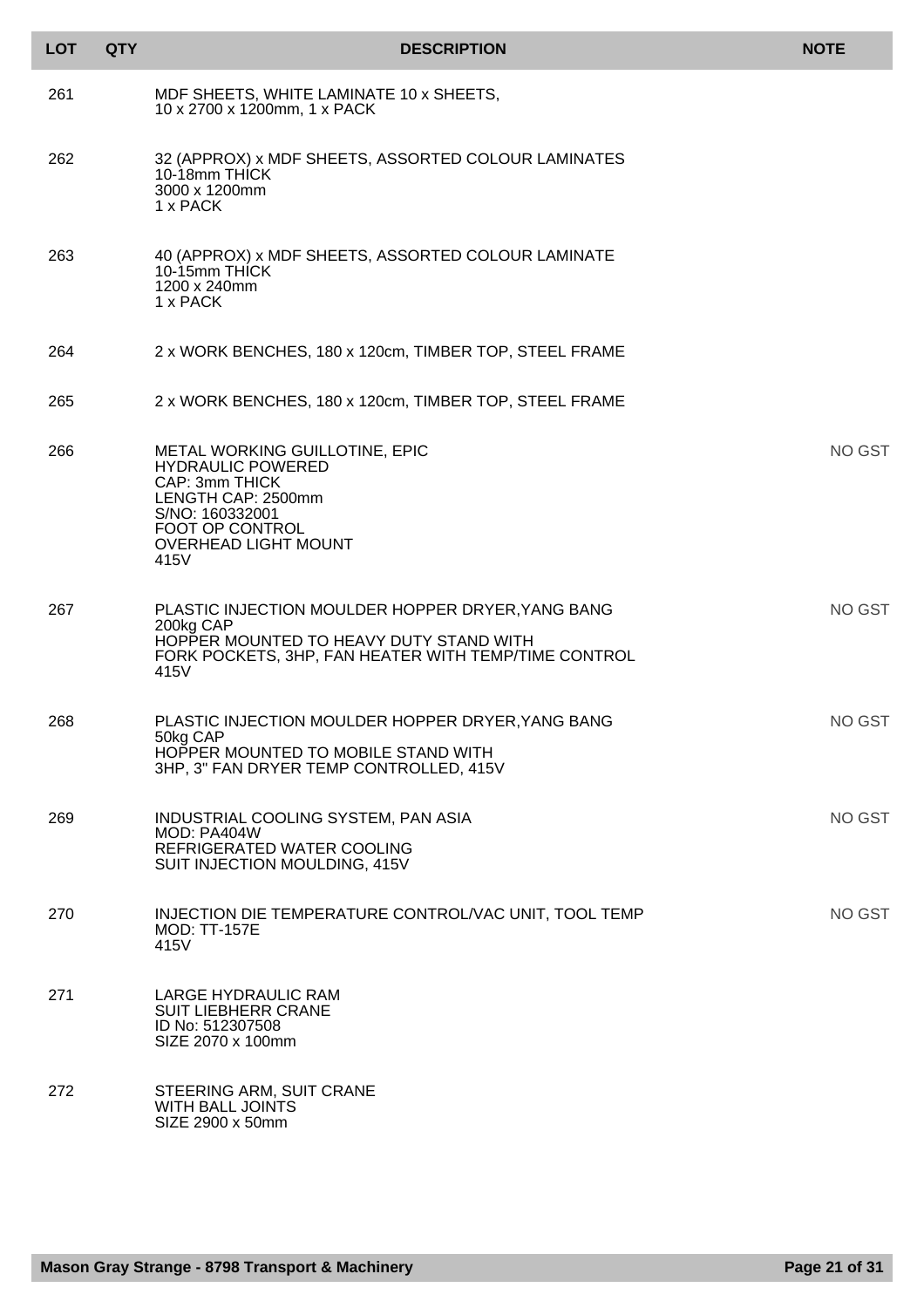| LOT | QTY | DESCRIPTION | NOTE |
|---|---|---|---|
| 261 | | MDF SHEETS, WHITE LAMINATE 10 x SHEETS,<br>10 x 2700 x 1200mm, 1 x PACK | |
| 262 | | 32 (APPROX) x MDF SHEETS, ASSORTED COLOUR LAMINATES<br>10-18mm THICK<br>3000 x 1200mm<br>1 x PACK | |
| 263 | | 40 (APPROX) x MDF SHEETS, ASSORTED COLOUR LAMINATE<br>10-15mm THICK<br>1200 x 240mm<br>1 x PACK | |
| 264 | | 2 x WORK BENCHES, 180 x 120cm, TIMBER TOP, STEEL FRAME | |
| 265 | | 2 x WORK BENCHES, 180 x 120cm, TIMBER TOP, STEEL FRAME | |
| 266 | | METAL WORKING GUILLOTINE, EPIC<br>HYDRAULIC POWERED<br>CAP: 3mm THICK<br>LENGTH CAP: 2500mm<br>S/NO: 160332001<br>FOOT OP CONTROL<br>OVERHEAD LIGHT MOUNT<br>415V | NO GST |
| 267 | | PLASTIC INJECTION MOULDER HOPPER DRYER,YANG BANG<br>200kg CAP<br>HOPPER MOUNTED TO HEAVY DUTY STAND WITH<br>FORK POCKETS, 3HP, FAN HEATER WITH TEMP/TIME CONTROL<br>415V | NO GST |
| 268 | | PLASTIC INJECTION MOULDER HOPPER DRYER,YANG BANG<br>50kg CAP<br>HOPPER MOUNTED TO MOBILE STAND WITH<br>3HP, 3" FAN DRYER TEMP CONTROLLED, 415V | NO GST |
| 269 | | INDUSTRIAL COOLING SYSTEM, PAN ASIA<br>MOD: PA404W<br>REFRIGERATED WATER COOLING<br>SUIT INJECTION MOULDING, 415V | NO GST |
| 270 | | INJECTION DIE TEMPERATURE CONTROL/VAC UNIT, TOOL TEMP<br>MOD: TT-157E<br>415V | NO GST |
| 271 | | LARGE HYDRAULIC RAM<br>SUIT LIEBHERR CRANE<br>ID No: 512307508<br>SIZE 2070 x 100mm | |
| 272 | | STEERING ARM, SUIT CRANE<br>WITH BALL JOINTS<br>SIZE 2900 x 50mm | |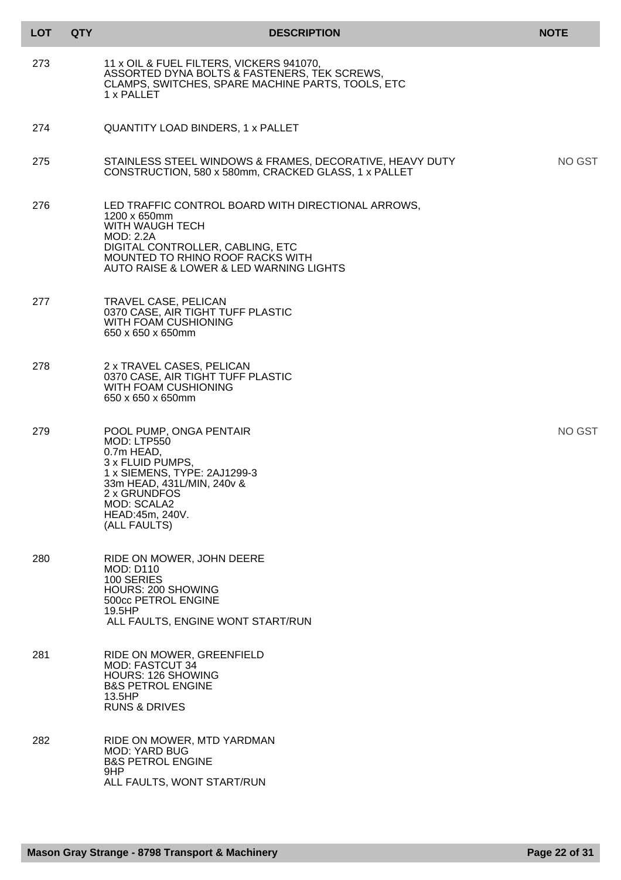| LOT | QTY | DESCRIPTION | NOTE |
|---|---|---|---|
| 273 | | 11 x OIL & FUEL FILTERS, VICKERS 941070,<br>ASSORTED DYNA BOLTS & FASTENERS, TEK SCREWS,<br>CLAMPS, SWITCHES, SPARE MACHINE PARTS, TOOLS, ETC<br>1 x PALLET | |
| 274 | | QUANTITY LOAD BINDERS, 1 x PALLET | |
| 275 | | STAINLESS STEEL WINDOWS & FRAMES, DECORATIVE, HEAVY DUTY<br>CONSTRUCTION, 580 x 580mm, CRACKED GLASS, 1 x PALLET | NO GST |
| 276 | | LED TRAFFIC CONTROL BOARD WITH DIRECTIONAL ARROWS,<br>1200 x 650mm<br>WITH WAUGH TECH<br>MOD: 2.2A<br>DIGITAL CONTROLLER, CABLING, ETC<br>MOUNTED TO RHINO ROOF RACKS WITH<br>AUTO RAISE & LOWER & LED WARNING LIGHTS | |
| 277 | | TRAVEL CASE, PELICAN<br>0370 CASE, AIR TIGHT TUFF PLASTIC<br>WITH FOAM CUSHIONING<br>650 x 650 x 650mm | |
| 278 | | 2 x TRAVEL CASES, PELICAN<br>0370 CASE, AIR TIGHT TUFF PLASTIC<br>WITH FOAM CUSHIONING<br>650 x 650 x 650mm | |
| 279 | | POOL PUMP, ONGA PENTAIR<br>MOD: LTP550<br>0.7m HEAD,<br>3 x FLUID PUMPS,<br>1 x SIEMENS, TYPE: 2AJ1299-3<br>33m HEAD, 431L/MIN, 240v &<br>2 x GRUNDFOS<br>MOD: SCALA2<br>HEAD:45m, 240V.<br>(ALL FAULTS) | NO GST |
| 280 | | RIDE ON MOWER, JOHN DEERE<br>MOD: D110<br>100 SERIES<br>HOURS: 200 SHOWING<br>500cc PETROL ENGINE<br>19.5HP<br>ALL FAULTS, ENGINE WONT START/RUN | |
| 281 | | RIDE ON MOWER, GREENFIELD<br>MOD: FASTCUT 34<br>HOURS: 126 SHOWING<br>B&S PETROL ENGINE<br>13.5HP<br>RUNS & DRIVES | |
| 282 | | RIDE ON MOWER, MTD YARDMAN<br>MOD: YARD BUG<br>B&S PETROL ENGINE<br>9HP<br>ALL FAULTS, WONT START/RUN | |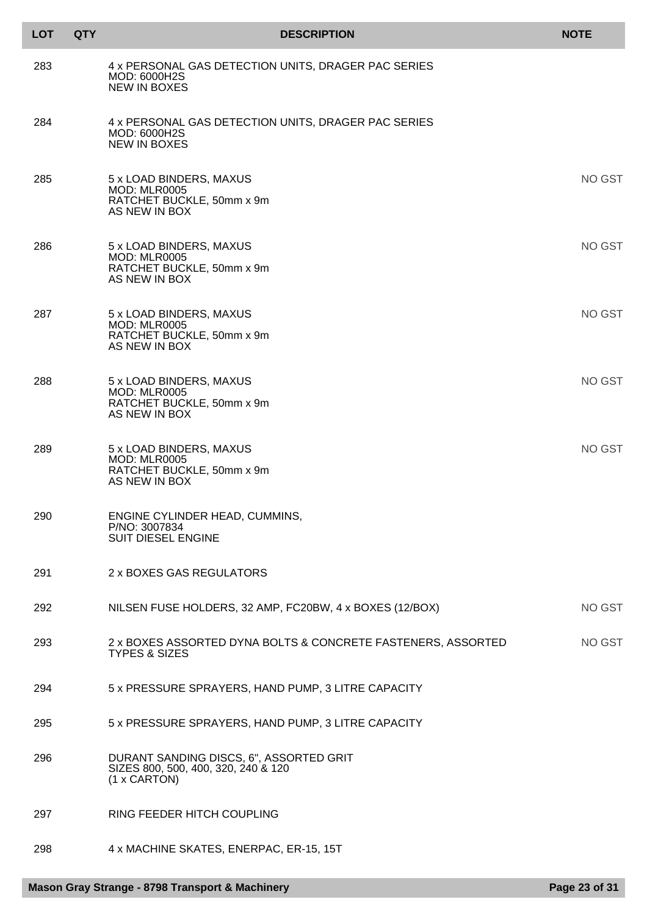| LOT | QTY | DESCRIPTION | NOTE |
|---|---|---|---|
| 283 | | 4 x PERSONAL GAS DETECTION UNITS, DRAGER PAC SERIES<br>MOD: 6000H2S<br>NEW IN BOXES | |
| 284 | | 4 x PERSONAL GAS DETECTION UNITS, DRAGER PAC SERIES<br>MOD: 6000H2S<br>NEW IN BOXES | |
| 285 | | 5 x LOAD BINDERS, MAXUS<br>MOD: MLR0005<br>RATCHET BUCKLE, 50mm x 9m<br>AS NEW IN BOX | NO GST |
| 286 | | 5 x LOAD BINDERS, MAXUS<br>MOD: MLR0005<br>RATCHET BUCKLE, 50mm x 9m<br>AS NEW IN BOX | NO GST |
| 287 | | 5 x LOAD BINDERS, MAXUS<br>MOD: MLR0005<br>RATCHET BUCKLE, 50mm x 9m<br>AS NEW IN BOX | NO GST |
| 288 | | 5 x LOAD BINDERS, MAXUS<br>MOD: MLR0005<br>RATCHET BUCKLE, 50mm x 9m<br>AS NEW IN BOX | NO GST |
| 289 | | 5 x LOAD BINDERS, MAXUS<br>MOD: MLR0005<br>RATCHET BUCKLE, 50mm x 9m<br>AS NEW IN BOX | NO GST |
| 290 | | ENGINE CYLINDER HEAD, CUMMINS,<br>P/NO: 3007834<br>SUIT DIESEL ENGINE | |
| 291 | | 2 x BOXES GAS REGULATORS | |
| 292 | | NILSEN FUSE HOLDERS, 32 AMP, FC20BW, 4 x BOXES (12/BOX) | NO GST |
| 293 | | 2 x BOXES ASSORTED DYNA BOLTS & CONCRETE FASTENERS, ASSORTED TYPES & SIZES | NO GST |
| 294 | | 5 x PRESSURE SPRAYERS, HAND PUMP, 3 LITRE CAPACITY | |
| 295 | | 5 x PRESSURE SPRAYERS, HAND PUMP, 3 LITRE CAPACITY | |
| 296 | | DURANT SANDING DISCS, 6", ASSORTED GRIT<br>SIZES 800, 500, 400, 320, 240 & 120<br>(1 x CARTON) | |
| 297 | | RING FEEDER HITCH COUPLING | |
| 298 | | 4 x MACHINE SKATES, ENERPAC, ER-15, 15T | |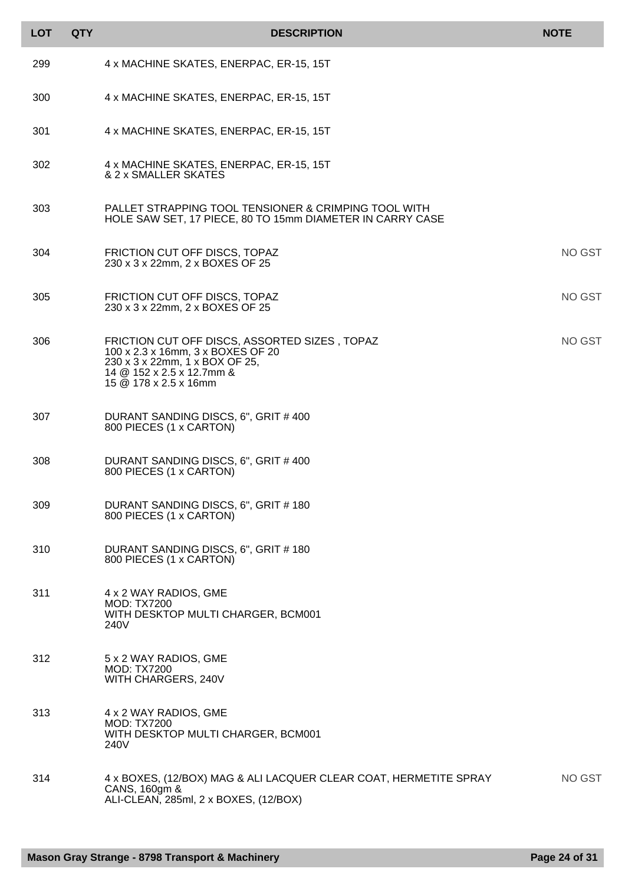| LOT | QTY | DESCRIPTION | NOTE |
| --- | --- | --- | --- |
| 299 | | 4 x MACHINE SKATES, ENERPAC, ER-15, 15T | |
| 300 | | 4 x MACHINE SKATES, ENERPAC, ER-15, 15T | |
| 301 | | 4 x MACHINE SKATES, ENERPAC, ER-15, 15T | |
| 302 | | 4 x MACHINE SKATES, ENERPAC, ER-15, 15T<br>& 2 x SMALLER SKATES | |
| 303 | | PALLET STRAPPING TOOL TENSIONER & CRIMPING TOOL WITH<br>HOLE SAW SET, 17 PIECE, 80 TO 15mm DIAMETER IN CARRY CASE | |
| 304 | | FRICTION CUT OFF DISCS, TOPAZ<br>230 x 3 x 22mm, 2 x BOXES OF 25 | NO GST |
| 305 | | FRICTION CUT OFF DISCS, TOPAZ<br>230 x 3 x 22mm, 2 x BOXES OF 25 | NO GST |
| 306 | | FRICTION CUT OFF DISCS, ASSORTED SIZES , TOPAZ<br>100 x 2.3 x 16mm, 3 x BOXES OF 20<br>230 x 3 x 22mm, 1 x BOX OF 25,<br>14 @ 152 x 2.5 x 12.7mm &<br>15 @ 178 x 2.5 x 16mm | NO GST |
| 307 | | DURANT SANDING DISCS, 6", GRIT # 400<br>800 PIECES (1 x CARTON) | |
| 308 | | DURANT SANDING DISCS, 6", GRIT # 400<br>800 PIECES (1 x CARTON) | |
| 309 | | DURANT SANDING DISCS, 6", GRIT # 180<br>800 PIECES (1 x CARTON) | |
| 310 | | DURANT SANDING DISCS, 6", GRIT # 180<br>800 PIECES (1 x CARTON) | |
| 311 | | 4 x 2 WAY RADIOS, GME<br>MOD: TX7200<br>WITH DESKTOP MULTI CHARGER, BCM001<br>240V | |
| 312 | | 5 x 2 WAY RADIOS, GME<br>MOD: TX7200<br>WITH CHARGERS, 240V | |
| 313 | | 4 x 2 WAY RADIOS, GME<br>MOD: TX7200<br>WITH DESKTOP MULTI CHARGER, BCM001<br>240V | |
| 314 | | 4 x BOXES, (12/BOX) MAG & ALI LACQUER CLEAR COAT, HERMETITE SPRAY CANS, 160gm &<br>ALI-CLEAN, 285ml, 2 x BOXES, (12/BOX) | NO GST |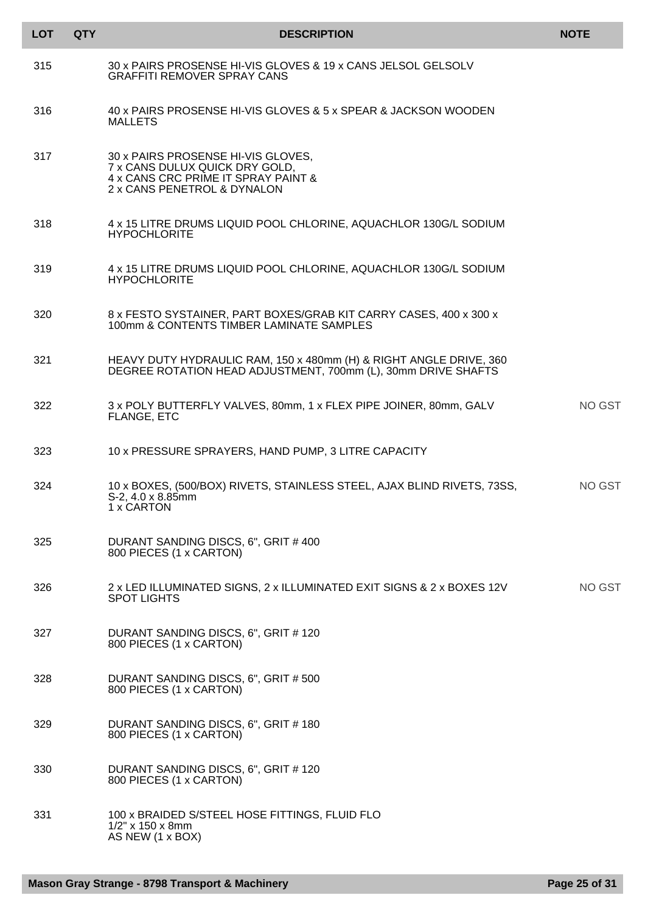| LOT | QTY | DESCRIPTION | NOTE |
|---|---|---|---|
| 315 | | 30 x PAIRS PROSENSE HI-VIS GLOVES & 19 x CANS JELSOL GELSOLV GRAFFITI REMOVER SPRAY CANS | |
| 316 | | 40 x PAIRS PROSENSE HI-VIS GLOVES & 5 x SPEAR & JACKSON WOODEN MALLETS | |
| 317 | | 30 x PAIRS PROSENSE HI-VIS GLOVES,<br>7 x CANS DULUX QUICK DRY GOLD,<br>4 x CANS CRC PRIME IT SPRAY PAINT &<br>2 x CANS PENETROL & DYNALON | |
| 318 | | 4 x 15 LITRE DRUMS LIQUID POOL CHLORINE, AQUACHLOR 130G/L SODIUM HYPOCHLORITE | |
| 319 | | 4 x 15 LITRE DRUMS LIQUID POOL CHLORINE, AQUACHLOR 130G/L SODIUM HYPOCHLORITE | |
| 320 | | 8 x FESTO SYSTAINER, PART BOXES/GRAB KIT CARRY CASES, 400 x 300 x 100mm & CONTENTS TIMBER LAMINATE SAMPLES | |
| 321 | | HEAVY DUTY HYDRAULIC RAM, 150 x 480mm (H) & RIGHT ANGLE DRIVE, 360 DEGREE ROTATION HEAD ADJUSTMENT, 700mm (L), 30mm DRIVE SHAFTS | |
| 322 | | 3 x POLY BUTTERFLY VALVES, 80mm, 1 x FLEX PIPE JOINER, 80mm, GALV FLANGE, ETC | NO GST |
| 323 | | 10 x PRESSURE SPRAYERS, HAND PUMP, 3 LITRE CAPACITY | |
| 324 | | 10 x BOXES, (500/BOX) RIVETS, STAINLESS STEEL, AJAX BLIND RIVETS, 73SS, S-2, 4.0 x 8.85mm<br>1 x CARTON | NO GST |
| 325 | | DURANT SANDING DISCS, 6", GRIT # 400<br>800 PIECES (1 x CARTON) | |
| 326 | | 2 x LED ILLUMINATED SIGNS, 2 x ILLUMINATED EXIT SIGNS & 2 x BOXES 12V SPOT LIGHTS | NO GST |
| 327 | | DURANT SANDING DISCS, 6", GRIT # 120<br>800 PIECES (1 x CARTON) | |
| 328 | | DURANT SANDING DISCS, 6", GRIT # 500<br>800 PIECES (1 x CARTON) | |
| 329 | | DURANT SANDING DISCS, 6", GRIT # 180<br>800 PIECES (1 x CARTON) | |
| 330 | | DURANT SANDING DISCS, 6", GRIT # 120<br>800 PIECES (1 x CARTON) | |
| 331 | | 100 x BRAIDED S/STEEL HOSE FITTINGS, FLUID FLO<br>1/2" x 150 x 8mm<br>AS NEW (1 x BOX) | |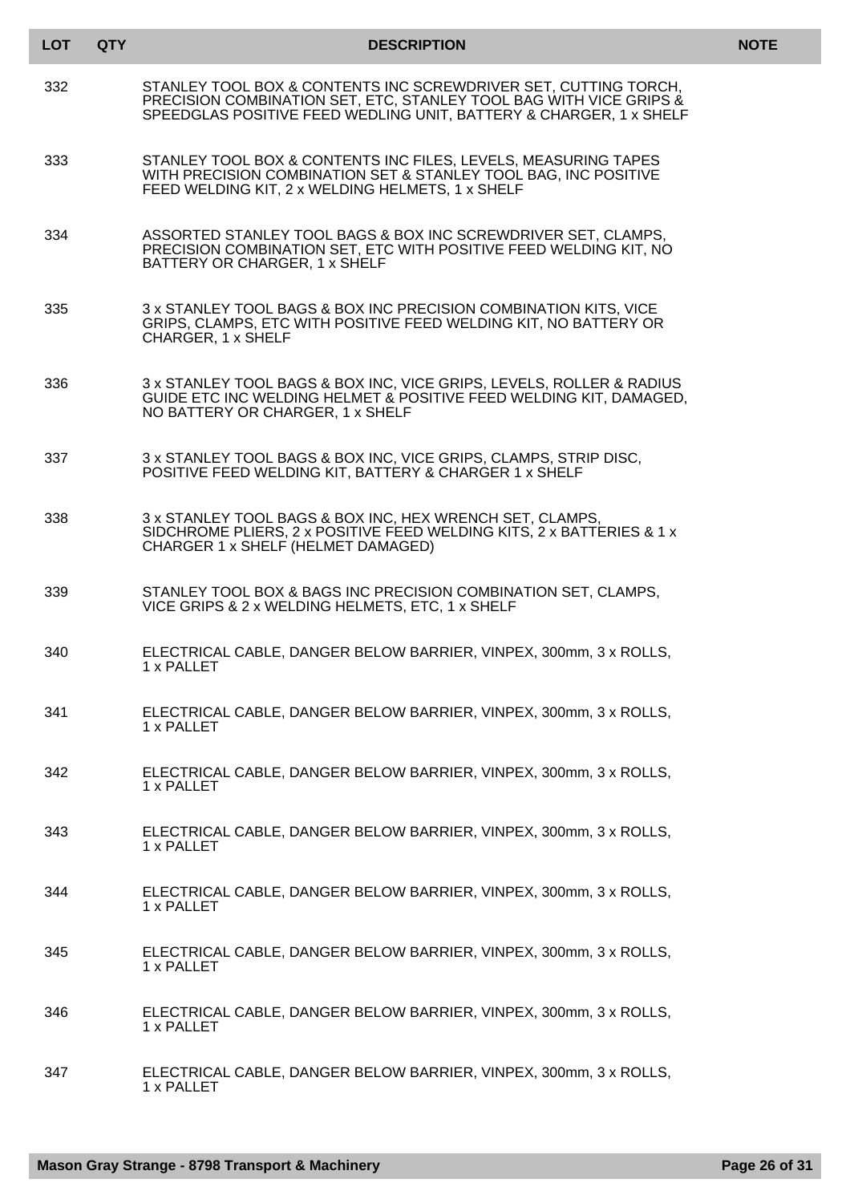| LOT | QTY | DESCRIPTION | NOTE |
|---|---|---|---|
| 332 | | STANLEY TOOL BOX & CONTENTS INC SCREWDRIVER SET, CUTTING TORCH, PRECISION COMBINATION SET, ETC, STANLEY TOOL BAG WITH VICE GRIPS & SPEEDGLAS POSITIVE FEED WEDLING UNIT, BATTERY & CHARGER, 1 x SHELF | |
| 333 | | STANLEY TOOL BOX & CONTENTS INC FILES, LEVELS, MEASURING TAPES WITH PRECISION COMBINATION SET & STANLEY TOOL BAG, INC POSITIVE FEED WELDING KIT, 2 x WELDING HELMETS, 1 x SHELF | |
| 334 | | ASSORTED STANLEY TOOL BAGS & BOX INC SCREWDRIVER SET, CLAMPS, PRECISION COMBINATION SET, ETC WITH POSITIVE FEED WELDING KIT, NO BATTERY OR CHARGER, 1 x SHELF | |
| 335 | | 3 x STANLEY TOOL BAGS & BOX INC PRECISION COMBINATION KITS, VICE GRIPS, CLAMPS, ETC WITH POSITIVE FEED WELDING KIT, NO BATTERY OR CHARGER, 1 x SHELF | |
| 336 | | 3 x STANLEY TOOL BAGS & BOX INC, VICE GRIPS, LEVELS, ROLLER & RADIUS GUIDE ETC INC WELDING HELMET & POSITIVE FEED WELDING KIT, DAMAGED, NO BATTERY OR CHARGER, 1 x SHELF | |
| 337 | | 3 x STANLEY TOOL BAGS & BOX INC, VICE GRIPS, CLAMPS, STRIP DISC, POSITIVE FEED WELDING KIT, BATTERY & CHARGER 1 x SHELF | |
| 338 | | 3 x STANLEY TOOL BAGS & BOX INC, HEX WRENCH SET, CLAMPS, SIDCHROME PLIERS, 2 x POSITIVE FEED WELDING KITS, 2 x BATTERIES & 1 x CHARGER 1 x SHELF (HELMET DAMAGED) | |
| 339 | | STANLEY TOOL BOX & BAGS INC PRECISION COMBINATION SET, CLAMPS, VICE GRIPS & 2 x WELDING HELMETS, ETC, 1 x SHELF | |
| 340 | | ELECTRICAL CABLE, DANGER BELOW BARRIER, VINPEX, 300mm, 3 x ROLLS, 1 x PALLET | |
| 341 | | ELECTRICAL CABLE, DANGER BELOW BARRIER, VINPEX, 300mm, 3 x ROLLS, 1 x PALLET | |
| 342 | | ELECTRICAL CABLE, DANGER BELOW BARRIER, VINPEX, 300mm, 3 x ROLLS, 1 x PALLET | |
| 343 | | ELECTRICAL CABLE, DANGER BELOW BARRIER, VINPEX, 300mm, 3 x ROLLS, 1 x PALLET | |
| 344 | | ELECTRICAL CABLE, DANGER BELOW BARRIER, VINPEX, 300mm, 3 x ROLLS, 1 x PALLET | |
| 345 | | ELECTRICAL CABLE, DANGER BELOW BARRIER, VINPEX, 300mm, 3 x ROLLS, 1 x PALLET | |
| 346 | | ELECTRICAL CABLE, DANGER BELOW BARRIER, VINPEX, 300mm, 3 x ROLLS, 1 x PALLET | |
| 347 | | ELECTRICAL CABLE, DANGER BELOW BARRIER, VINPEX, 300mm, 3 x ROLLS, 1 x PALLET | |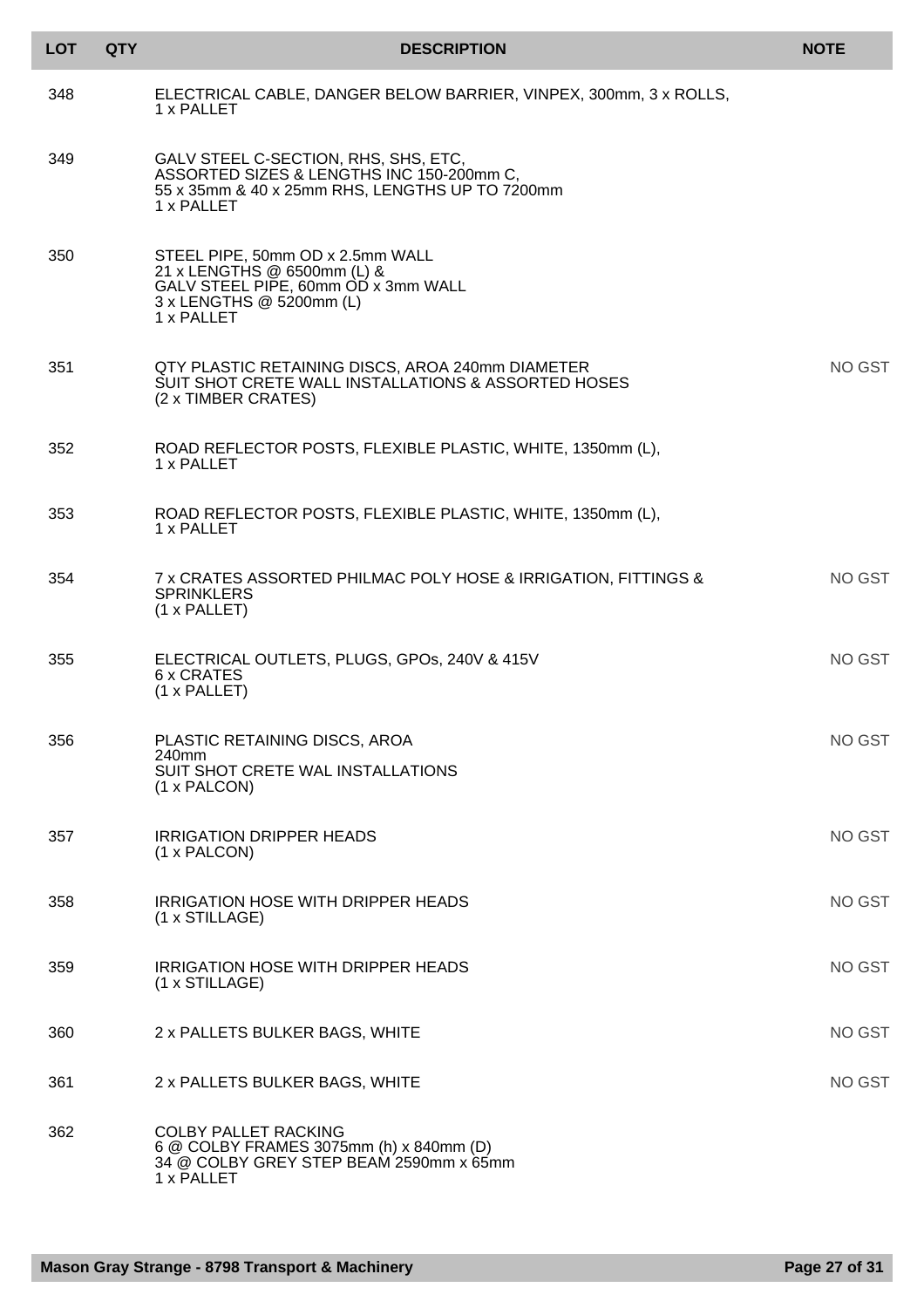| LOT | QTY | DESCRIPTION | NOTE |
|---|---|---|---|
| 348 | | ELECTRICAL CABLE, DANGER BELOW BARRIER, VINPEX, 300mm, 3 x ROLLS, 1 x PALLET | |
| 349 | | GALV STEEL C-SECTION, RHS, SHS, ETC, ASSORTED SIZES & LENGTHS INC 150-200mm C, 55 x 35mm & 40 x 25mm RHS, LENGTHS UP TO 7200mm 1 x PALLET | |
| 350 | | STEEL PIPE, 50mm OD x 2.5mm WALL 21 x LENGTHS @ 6500mm (L) & GALV STEEL PIPE, 60mm OD x 3mm WALL 3 x LENGTHS @ 5200mm (L) 1 x PALLET | |
| 351 | | QTY PLASTIC RETAINING DISCS, AROA 240mm DIAMETER SUIT SHOT CRETE WALL INSTALLATIONS & ASSORTED HOSES (2 x TIMBER CRATES) | NO GST |
| 352 | | ROAD REFLECTOR POSTS, FLEXIBLE PLASTIC, WHITE, 1350mm (L), 1 x PALLET | |
| 353 | | ROAD REFLECTOR POSTS, FLEXIBLE PLASTIC, WHITE, 1350mm (L), 1 x PALLET | |
| 354 | | 7 x CRATES ASSORTED PHILMAC POLY HOSE & IRRIGATION, FITTINGS & SPRINKLERS (1 x PALLET) | NO GST |
| 355 | | ELECTRICAL OUTLETS, PLUGS, GPOs, 240V & 415V 6 x CRATES (1 x PALLET) | NO GST |
| 356 | | PLASTIC RETAINING DISCS, AROA 240mm SUIT SHOT CRETE WAL INSTALLATIONS (1 x PALCON) | NO GST |
| 357 | | IRRIGATION DRIPPER HEADS (1 x PALCON) | NO GST |
| 358 | | IRRIGATION HOSE WITH DRIPPER HEADS (1 x STILLAGE) | NO GST |
| 359 | | IRRIGATION HOSE WITH DRIPPER HEADS (1 x STILLAGE) | NO GST |
| 360 | | 2 x PALLETS BULKER BAGS, WHITE | NO GST |
| 361 | | 2 x PALLETS BULKER BAGS, WHITE | NO GST |
| 362 | | COLBY PALLET RACKING 6 @ COLBY FRAMES 3075mm (h) x 840mm (D) 34 @ COLBY GREY STEP BEAM 2590mm x 65mm 1 x PALLET | |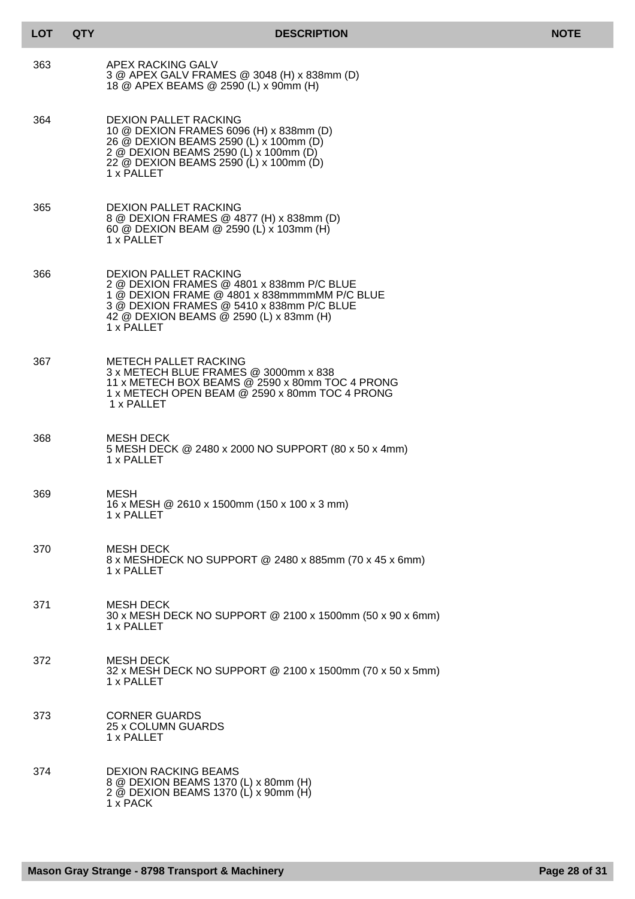| LOT | QTY | DESCRIPTION | NOTE |
|---|---|---|---|
| 363 | | APEX RACKING GALV<br>3 @ APEX GALV FRAMES @ 3048 (H) x 838mm (D)<br>18 @ APEX BEAMS @ 2590 (L) x 90mm (H) | |
| 364 | | DEXION PALLET RACKING<br>10 @ DEXION FRAMES 6096 (H) x 838mm (D)<br>26 @ DEXION BEAMS 2590 (L) x 100mm (D)<br>2 @ DEXION BEAMS 2590 (L) x 100mm (D)<br>22 @ DEXION BEAMS 2590 (L) x 100mm (D)<br>1 x PALLET | |
| 365 | | DEXION PALLET RACKING<br>8 @ DEXION FRAMES @ 4877 (H) x 838mm (D)<br>60 @ DEXION BEAM @ 2590 (L) x 103mm (H)<br>1 x PALLET | |
| 366 | | DEXION PALLET RACKING<br>2 @ DEXION FRAMES @ 4801 x 838mm P/C BLUE<br>1 @ DEXION FRAME @ 4801 x 838mmmmMM P/C BLUE<br>3 @ DEXION FRAMES @ 5410 x 838mm P/C BLUE<br>42 @ DEXION BEAMS @ 2590 (L) x 83mm (H)<br>1 x PALLET | |
| 367 | | METECH PALLET RACKING<br>3 x METECH BLUE FRAMES @ 3000mm x 838<br>11 x METECH BOX BEAMS @ 2590 x 80mm TOC 4 PRONG<br>1 x METECH OPEN BEAM @ 2590 x 80mm TOC 4 PRONG<br>1 x PALLET | |
| 368 | | MESH DECK<br>5 MESH DECK @ 2480 x 2000 NO SUPPORT (80 x 50 x 4mm)<br>1 x PALLET | |
| 369 | | MESH<br>16 x MESH @ 2610 x 1500mm (150 x 100 x 3 mm)<br>1 x PALLET | |
| 370 | | MESH DECK<br>8 x MESHDECK NO SUPPORT @ 2480 x 885mm (70 x 45 x 6mm)<br>1 x PALLET | |
| 371 | | MESH DECK<br>30 x MESH DECK NO SUPPORT @ 2100 x 1500mm (50 x 90 x 6mm)<br>1 x PALLET | |
| 372 | | MESH DECK<br>32 x MESH DECK NO SUPPORT @ 2100 x 1500mm (70 x 50 x 5mm)<br>1 x PALLET | |
| 373 | | CORNER GUARDS<br>25 x COLUMN GUARDS<br>1 x PALLET | |
| 374 | | DEXION RACKING BEAMS<br>8 @ DEXION BEAMS 1370 (L) x 80mm (H)<br>2 @ DEXION BEAMS 1370 (L) x 90mm (H)<br>1 x PACK | |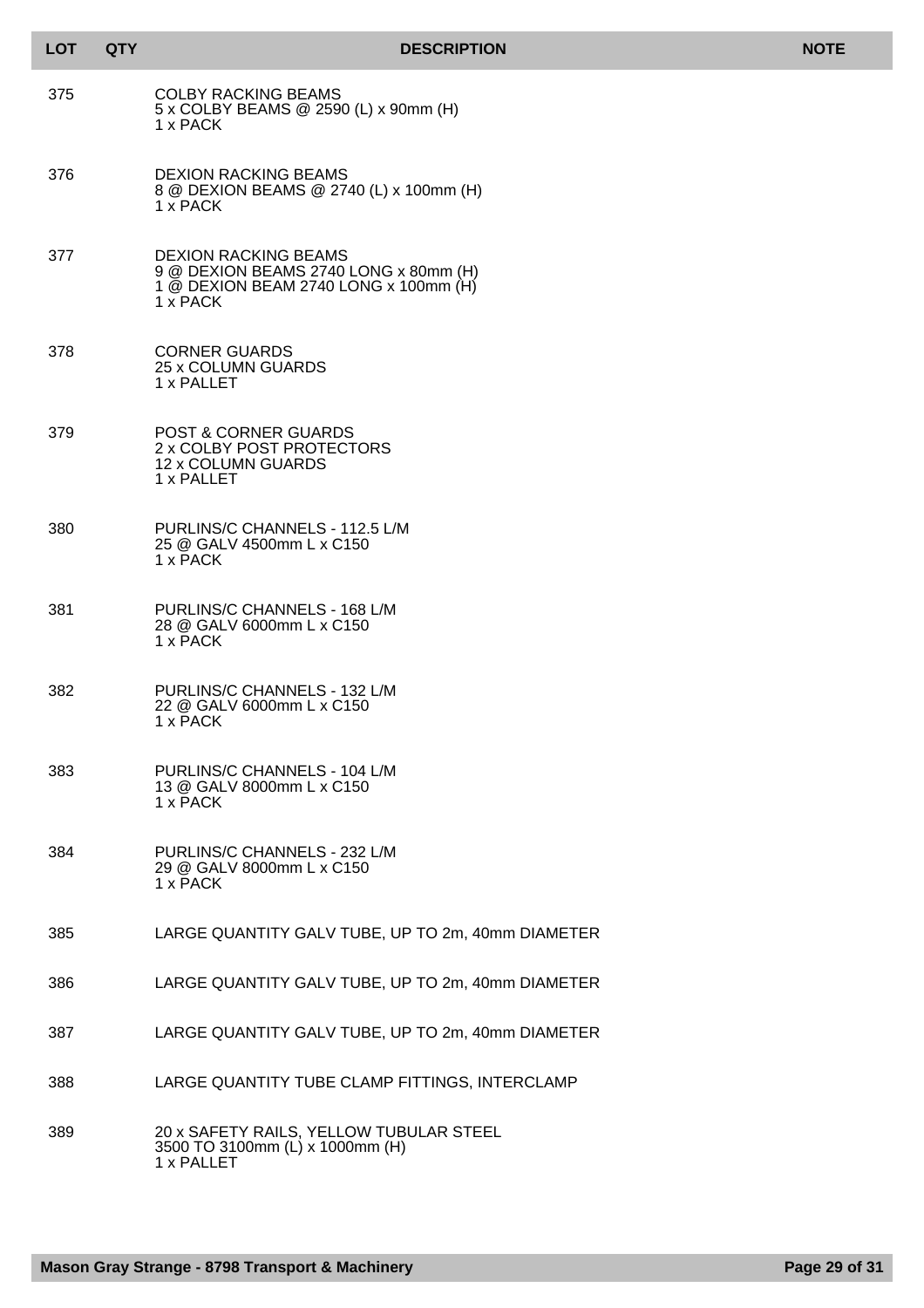| LOT | QTY | DESCRIPTION | NOTE |
|---|---|---|---|
| 375 | | COLBY RACKING BEAMS<br>5 x COLBY BEAMS @ 2590 (L) x 90mm (H)<br>1 x PACK | |
| 376 | | DEXION RACKING BEAMS<br>8 @ DEXION BEAMS @ 2740 (L) x 100mm (H)<br>1 x PACK | |
| 377 | | DEXION RACKING BEAMS<br>9 @ DEXION BEAMS 2740 LONG x 80mm (H)<br>1 @ DEXION BEAM 2740 LONG x 100mm (H)<br>1 x PACK | |
| 378 | | CORNER GUARDS<br>25 x COLUMN GUARDS<br>1 x PALLET | |
| 379 | | POST & CORNER GUARDS<br>2 x COLBY POST PROTECTORS<br>12 x COLUMN GUARDS<br>1 x PALLET | |
| 380 | | PURLINS/C CHANNELS - 112.5 L/M<br>25 @ GALV 4500mm L x C150<br>1 x PACK | |
| 381 | | PURLINS/C CHANNELS - 168 L/M<br>28 @ GALV 6000mm L x C150<br>1 x PACK | |
| 382 | | PURLINS/C CHANNELS - 132 L/M<br>22 @ GALV 6000mm L x C150<br>1 x PACK | |
| 383 | | PURLINS/C CHANNELS - 104 L/M<br>13 @ GALV 8000mm L x C150<br>1 x PACK | |
| 384 | | PURLINS/C CHANNELS - 232 L/M<br>29 @ GALV 8000mm L x C150<br>1 x PACK | |
| 385 | | LARGE QUANTITY GALV TUBE, UP TO 2m, 40mm DIAMETER | |
| 386 | | LARGE QUANTITY GALV TUBE, UP TO 2m, 40mm DIAMETER | |
| 387 | | LARGE QUANTITY GALV TUBE, UP TO 2m, 40mm DIAMETER | |
| 388 | | LARGE QUANTITY TUBE CLAMP FITTINGS, INTERCLAMP | |
| 389 | | 20 x SAFETY RAILS, YELLOW TUBULAR STEEL<br>3500 TO 3100mm (L) x 1000mm (H)<br>1 x PALLET | |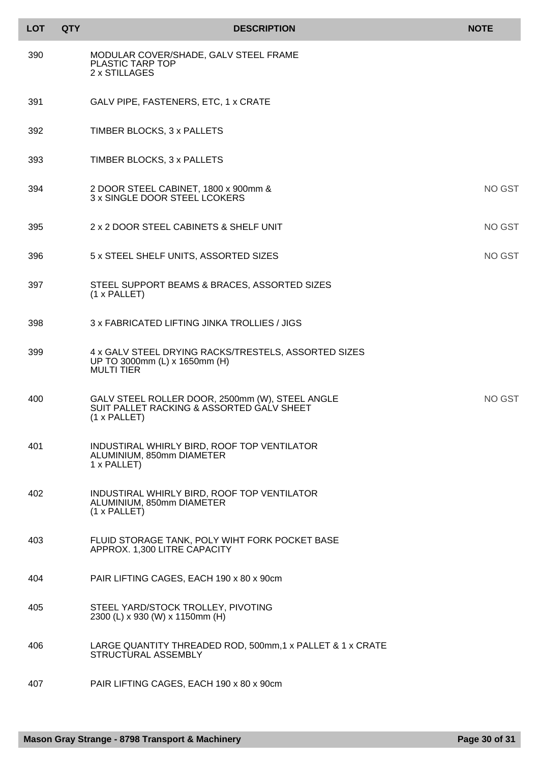| LOT | QTY | DESCRIPTION | NOTE |
|---|---|---|---|
| 390 | | MODULAR COVER/SHADE, GALV STEEL FRAME<br>PLASTIC TARP TOP<br>2 x STILLAGES | |
| 391 | | GALV PIPE, FASTENERS, ETC, 1 x CRATE | |
| 392 | | TIMBER BLOCKS, 3 x PALLETS | |
| 393 | | TIMBER BLOCKS, 3 x PALLETS | |
| 394 | | 2 DOOR STEEL CABINET, 1800 x 900mm &<br>3 x SINGLE DOOR STEEL LCOKERS | NO GST |
| 395 | | 2 x 2 DOOR STEEL CABINETS & SHELF UNIT | NO GST |
| 396 | | 5 x STEEL SHELF UNITS, ASSORTED SIZES | NO GST |
| 397 | | STEEL SUPPORT BEAMS & BRACES, ASSORTED SIZES<br>(1 x PALLET) | |
| 398 | | 3 x FABRICATED LIFTING JINKA TROLLIES / JIGS | |
| 399 | | 4 x GALV STEEL DRYING RACKS/TRESTELS, ASSORTED SIZES<br>UP TO 3000mm (L) x 1650mm (H)<br>MULTI TIER | |
| 400 | | GALV STEEL ROLLER DOOR, 2500mm (W), STEEL ANGLE<br>SUIT PALLET RACKING & ASSORTED GALV SHEET<br>(1 x PALLET) | NO GST |
| 401 | | INDUSTIRAL WHIRLY BIRD, ROOF TOP VENTILATOR<br>ALUMINIUM, 850mm DIAMETER<br>1 x PALLET) | |
| 402 | | INDUSTIRAL WHIRLY BIRD, ROOF TOP VENTILATOR<br>ALUMINIUM, 850mm DIAMETER<br>(1 x PALLET) | |
| 403 | | FLUID STORAGE TANK, POLY WIHT FORK POCKET BASE<br>APPROX. 1,300 LITRE CAPACITY | |
| 404 | | PAIR LIFTING CAGES, EACH 190 x 80 x 90cm | |
| 405 | | STEEL YARD/STOCK TROLLEY, PIVOTING<br>2300 (L) x 930 (W) x 1150mm (H) | |
| 406 | | LARGE QUANTITY THREADED ROD, 500mm,1 x PALLET & 1 x CRATE<br>STRUCTURAL ASSEMBLY | |
| 407 | | PAIR LIFTING CAGES, EACH 190 x 80 x 90cm | |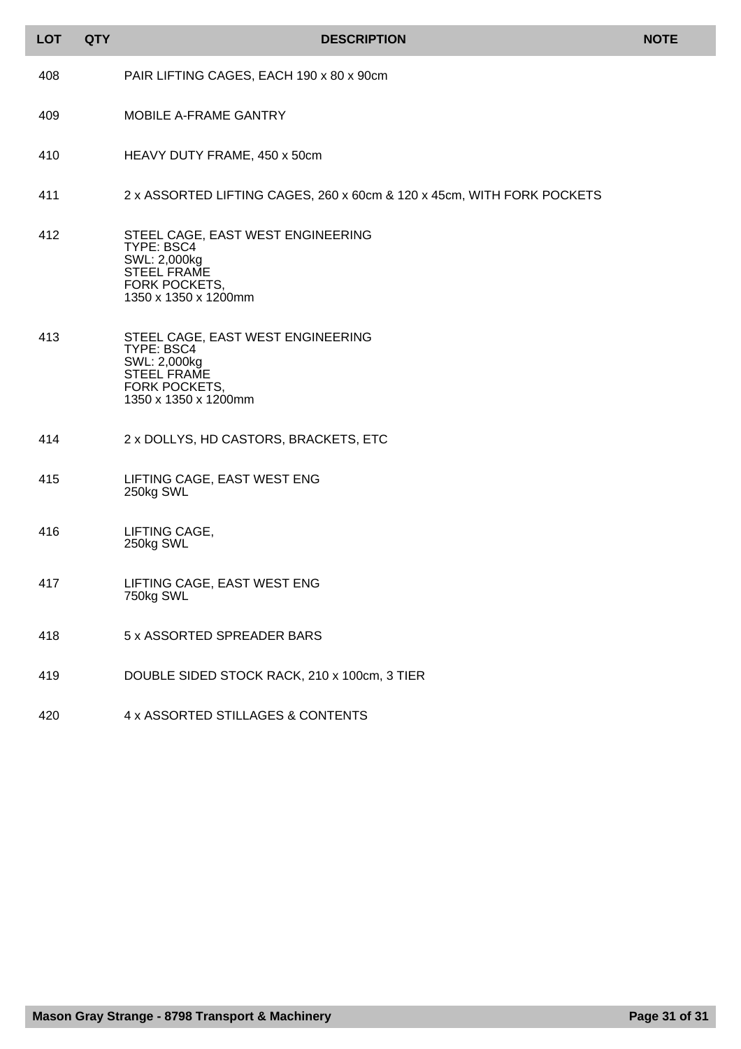| LOT | QTY | DESCRIPTION | NOTE |
|---|---|---|---|
| 408 | | PAIR LIFTING CAGES, EACH 190 x 80 x 90cm | |
| 409 | | MOBILE A-FRAME GANTRY | |
| 410 | | HEAVY DUTY FRAME, 450 x 50cm | |
| 411 | | 2 x ASSORTED LIFTING CAGES, 260 x 60cm & 120 x 45cm, WITH FORK POCKETS | |
| 412 | | STEEL CAGE, EAST WEST ENGINEERING<br>TYPE: BSC4<br>SWL: 2,000kg<br>STEEL FRAME<br>FORK POCKETS,<br>1350 x 1350 x 1200mm | |
| 413 | | STEEL CAGE, EAST WEST ENGINEERING<br>TYPE: BSC4<br>SWL: 2,000kg<br>STEEL FRAME<br>FORK POCKETS,<br>1350 x 1350 x 1200mm | |
| 414 | | 2 x DOLLYS, HD CASTORS, BRACKETS, ETC | |
| 415 | | LIFTING CAGE, EAST WEST ENG<br>250kg SWL | |
| 416 | | LIFTING CAGE,<br>250kg SWL | |
| 417 | | LIFTING CAGE, EAST WEST ENG<br>750kg SWL | |
| 418 | | 5 x ASSORTED SPREADER BARS | |
| 419 | | DOUBLE SIDED STOCK RACK, 210 x 100cm, 3 TIER | |
| 420 | | 4 x ASSORTED STILLAGES & CONTENTS | |